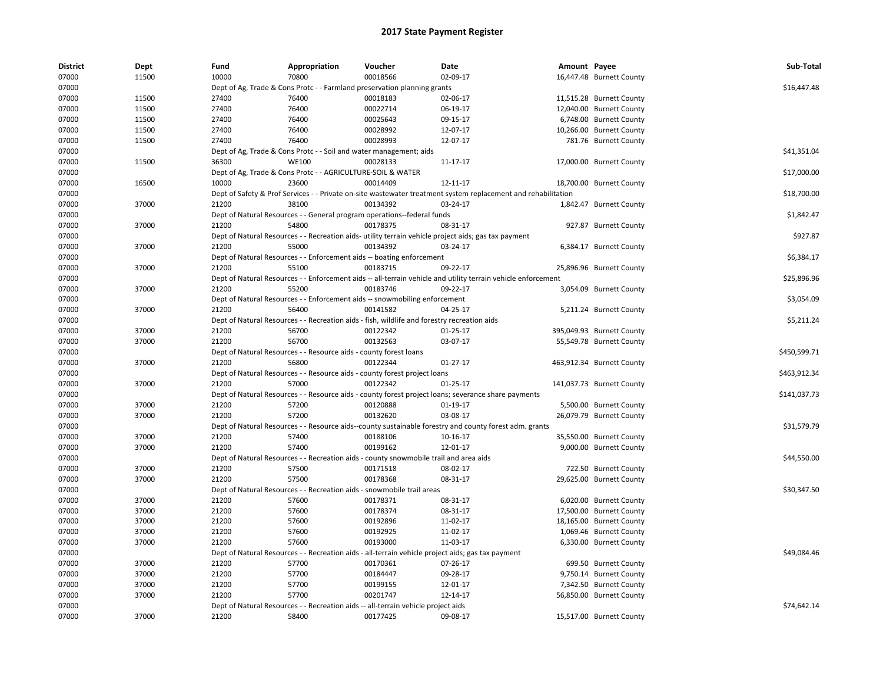# 2017 State Payment Register

| District | Dept | Fund | Appropriation | Voucher | Date | Amount | Payee | Sub-Total |
|---|---|---|---|---|---|---|---|---|
| 07000 | 11500 | 10000 | 70800 | 00018566 | 02-09-17 | 16,447.48 | Burnett County | |
| 07000 | | Dept of Ag, Trade & Cons Protc - - Farmland preservation planning grants | | | | | | $16,447.48 |
| 07000 | 11500 | 27400 | 76400 | 00018183 | 02-06-17 | 11,515.28 | Burnett County | |
| 07000 | 11500 | 27400 | 76400 | 00022714 | 06-19-17 | 12,040.00 | Burnett County | |
| 07000 | 11500 | 27400 | 76400 | 00025643 | 09-15-17 | 6,748.00 | Burnett County | |
| 07000 | 11500 | 27400 | 76400 | 00028992 | 12-07-17 | 10,266.00 | Burnett County | |
| 07000 | 11500 | 27400 | 76400 | 00028993 | 12-07-17 | 781.76 | Burnett County | |
| 07000 | | Dept of Ag, Trade & Cons Protc - - Soil and water management; aids | | | | | | $41,351.04 |
| 07000 | 11500 | 36300 | WE100 | 00028133 | 11-17-17 | 17,000.00 | Burnett County | |
| 07000 | | Dept of Ag, Trade & Cons Protc - - AGRICULTURE-SOIL & WATER | | | | | | $17,000.00 |
| 07000 | 16500 | 10000 | 23600 | 00014409 | 12-11-17 | 18,700.00 | Burnett County | |
| 07000 | | Dept of Safety & Prof Services - - Private on-site wastewater treatment system replacement and rehabilitation | | | | | | $18,700.00 |
| 07000 | 37000 | 21200 | 38100 | 00134392 | 03-24-17 | 1,842.47 | Burnett County | |
| 07000 | | Dept of Natural Resources - - General program operations--federal funds | | | | | | $1,842.47 |
| 07000 | 37000 | 21200 | 54800 | 00178375 | 08-31-17 | 927.87 | Burnett County | |
| 07000 | | Dept of Natural Resources - - Recreation aids- utility terrain vehicle project aids; gas tax payment | | | | | | $927.87 |
| 07000 | 37000 | 21200 | 55000 | 00134392 | 03-24-17 | 6,384.17 | Burnett County | |
| 07000 | | Dept of Natural Resources - - Enforcement aids -- boating enforcement | | | | | | $6,384.17 |
| 07000 | 37000 | 21200 | 55100 | 00183715 | 09-22-17 | 25,896.96 | Burnett County | |
| 07000 | | Dept of Natural Resources - - Enforcement aids -- all-terrain vehicle and utility terrain vehicle enforcement | | | | | | $25,896.96 |
| 07000 | 37000 | 21200 | 55200 | 00183746 | 09-22-17 | 3,054.09 | Burnett County | |
| 07000 | | Dept of Natural Resources - - Enforcement aids -- snowmobiling enforcement | | | | | | $3,054.09 |
| 07000 | 37000 | 21200 | 56400 | 00141582 | 04-25-17 | 5,211.24 | Burnett County | |
| 07000 | | Dept of Natural Resources - - Recreation aids - fish, wildlife and forestry recreation aids | | | | | | $5,211.24 |
| 07000 | 37000 | 21200 | 56700 | 00122342 | 01-25-17 | 395,049.93 | Burnett County | |
| 07000 | 37000 | 21200 | 56700 | 00132563 | 03-07-17 | 55,549.78 | Burnett County | |
| 07000 | | Dept of Natural Resources - - Resource aids - county forest loans | | | | | | $450,599.71 |
| 07000 | 37000 | 21200 | 56800 | 00122344 | 01-27-17 | 463,912.34 | Burnett County | |
| 07000 | | Dept of Natural Resources - - Resource aids - county forest project loans | | | | | | $463,912.34 |
| 07000 | 37000 | 21200 | 57000 | 00122342 | 01-25-17 | 141,037.73 | Burnett County | |
| 07000 | | Dept of Natural Resources - - Resource aids - county forest project loans; severance share payments | | | | | | $141,037.73 |
| 07000 | 37000 | 21200 | 57200 | 00120888 | 01-19-17 | 5,500.00 | Burnett County | |
| 07000 | 37000 | 21200 | 57200 | 00132620 | 03-08-17 | 26,079.79 | Burnett County | |
| 07000 | | Dept of Natural Resources - - Resource aids--county sustainable forestry and county forest adm. grants | | | | | | $31,579.79 |
| 07000 | 37000 | 21200 | 57400 | 00188106 | 10-16-17 | 35,550.00 | Burnett County | |
| 07000 | 37000 | 21200 | 57400 | 00199162 | 12-01-17 | 9,000.00 | Burnett County | |
| 07000 | | Dept of Natural Resources - - Recreation aids - county snowmobile trail and area aids | | | | | | $44,550.00 |
| 07000 | 37000 | 21200 | 57500 | 00171518 | 08-02-17 | 722.50 | Burnett County | |
| 07000 | 37000 | 21200 | 57500 | 00178368 | 08-31-17 | 29,625.00 | Burnett County | |
| 07000 | | Dept of Natural Resources - - Recreation aids - snowmobile trail areas | | | | | | $30,347.50 |
| 07000 | 37000 | 21200 | 57600 | 00178371 | 08-31-17 | 6,020.00 | Burnett County | |
| 07000 | 37000 | 21200 | 57600 | 00178374 | 08-31-17 | 17,500.00 | Burnett County | |
| 07000 | 37000 | 21200 | 57600 | 00192896 | 11-02-17 | 18,165.00 | Burnett County | |
| 07000 | 37000 | 21200 | 57600 | 00192925 | 11-02-17 | 1,069.46 | Burnett County | |
| 07000 | 37000 | 21200 | 57600 | 00193000 | 11-03-17 | 6,330.00 | Burnett County | |
| 07000 | | Dept of Natural Resources - - Recreation aids - all-terrain vehicle project aids; gas tax payment | | | | | | $49,084.46 |
| 07000 | 37000 | 21200 | 57700 | 00170361 | 07-26-17 | 699.50 | Burnett County | |
| 07000 | 37000 | 21200 | 57700 | 00184447 | 09-28-17 | 9,750.14 | Burnett County | |
| 07000 | 37000 | 21200 | 57700 | 00199155 | 12-01-17 | 7,342.50 | Burnett County | |
| 07000 | 37000 | 21200 | 57700 | 00201747 | 12-14-17 | 56,850.00 | Burnett County | |
| 07000 | | Dept of Natural Resources - - Recreation aids -- all-terrain vehicle project aids | | | | | | $74,642.14 |
| 07000 | 37000 | 21200 | 58400 | 00177425 | 09-08-17 | 15,517.00 | Burnett County | |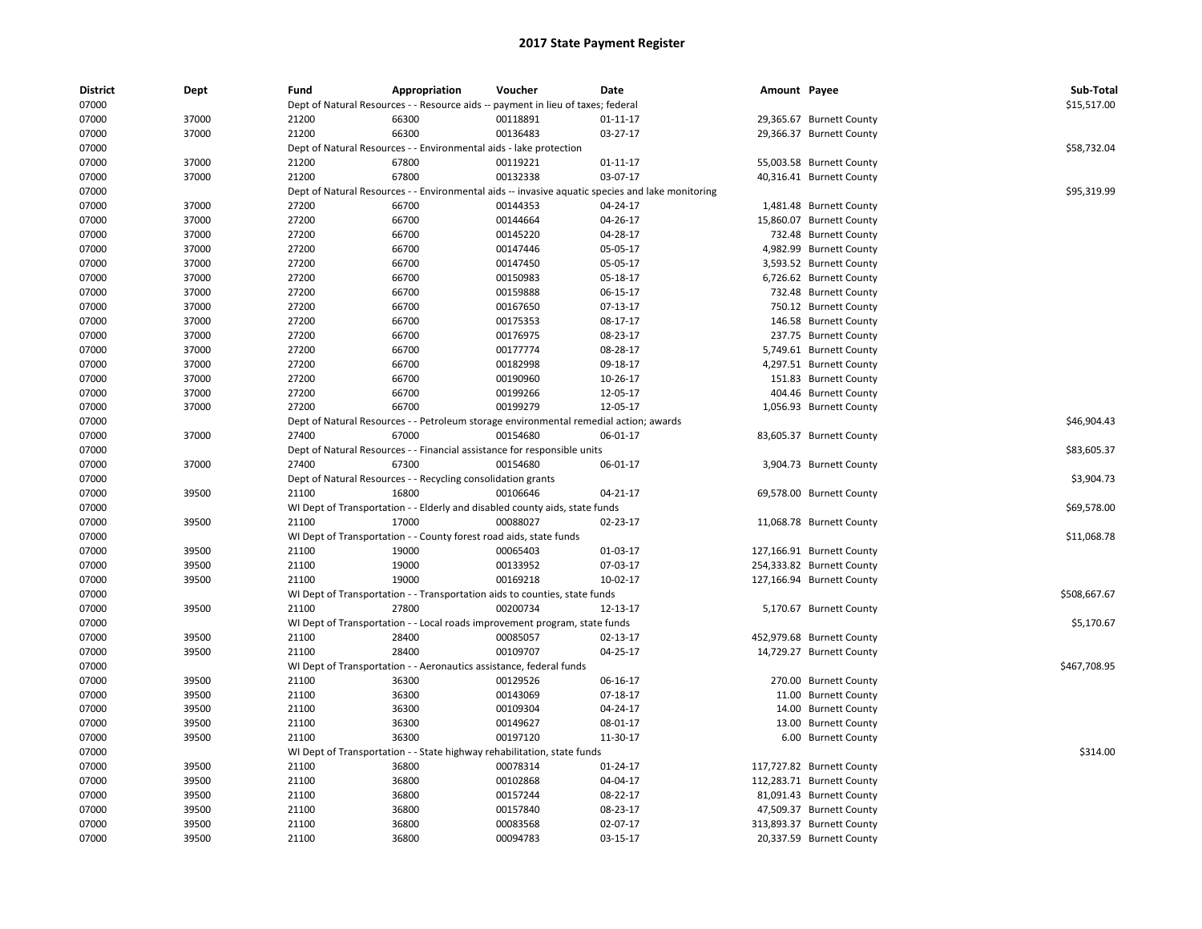# 2017 State Payment Register

| District | Dept | Fund | Appropriation | Voucher | Date | Amount | Payee | Sub-Total |
|---|---|---|---|---|---|---|---|---|
| 07000 | | Dept of Natural Resources - - Resource aids -- payment in lieu of taxes; federal | | | | | | $15,517.00 |
| 07000 | 37000 | 21200 | 66300 | 00118891 | 01-11-17 | 29,365.67 | Burnett County | |
| 07000 | 37000 | 21200 | 66300 | 00136483 | 03-27-17 | 29,366.37 | Burnett County | |
| 07000 | | Dept of Natural Resources - - Environmental aids - lake protection | | | | | | $58,732.04 |
| 07000 | 37000 | 21200 | 67800 | 00119221 | 01-11-17 | 55,003.58 | Burnett County | |
| 07000 | 37000 | 21200 | 67800 | 00132338 | 03-07-17 | 40,316.41 | Burnett County | |
| 07000 | | Dept of Natural Resources - - Environmental aids -- invasive aquatic species and lake monitoring | | | | | | $95,319.99 |
| 07000 | 37000 | 27200 | 66700 | 00144353 | 04-24-17 | 1,481.48 | Burnett County | |
| 07000 | 37000 | 27200 | 66700 | 00144664 | 04-26-17 | 15,860.07 | Burnett County | |
| 07000 | 37000 | 27200 | 66700 | 00145220 | 04-28-17 | 732.48 | Burnett County | |
| 07000 | 37000 | 27200 | 66700 | 00147446 | 05-05-17 | 4,982.99 | Burnett County | |
| 07000 | 37000 | 27200 | 66700 | 00147450 | 05-05-17 | 3,593.52 | Burnett County | |
| 07000 | 37000 | 27200 | 66700 | 00150983 | 05-18-17 | 6,726.62 | Burnett County | |
| 07000 | 37000 | 27200 | 66700 | 00159888 | 06-15-17 | 732.48 | Burnett County | |
| 07000 | 37000 | 27200 | 66700 | 00167650 | 07-13-17 | 750.12 | Burnett County | |
| 07000 | 37000 | 27200 | 66700 | 00175353 | 08-17-17 | 146.58 | Burnett County | |
| 07000 | 37000 | 27200 | 66700 | 00176975 | 08-23-17 | 237.75 | Burnett County | |
| 07000 | 37000 | 27200 | 66700 | 00177774 | 08-28-17 | 5,749.61 | Burnett County | |
| 07000 | 37000 | 27200 | 66700 | 00182998 | 09-18-17 | 4,297.51 | Burnett County | |
| 07000 | 37000 | 27200 | 66700 | 00190960 | 10-26-17 | 151.83 | Burnett County | |
| 07000 | 37000 | 27200 | 66700 | 00199266 | 12-05-17 | 404.46 | Burnett County | |
| 07000 | 37000 | 27200 | 66700 | 00199279 | 12-05-17 | 1,056.93 | Burnett County | |
| 07000 | | Dept of Natural Resources - - Petroleum storage environmental remedial action; awards | | | | | | $46,904.43 |
| 07000 | 37000 | 27400 | 67000 | 00154680 | 06-01-17 | 83,605.37 | Burnett County | |
| 07000 | | Dept of Natural Resources - - Financial assistance for responsible units | | | | | | $83,605.37 |
| 07000 | 37000 | 27400 | 67300 | 00154680 | 06-01-17 | 3,904.73 | Burnett County | |
| 07000 | | Dept of Natural Resources - - Recycling consolidation grants | | | | | | $3,904.73 |
| 07000 | 39500 | 21100 | 16800 | 00106646 | 04-21-17 | 69,578.00 | Burnett County | |
| 07000 | | WI Dept of Transportation - - Elderly and disabled county aids, state funds | | | | | | $69,578.00 |
| 07000 | 39500 | 21100 | 17000 | 00088027 | 02-23-17 | 11,068.78 | Burnett County | |
| 07000 | | WI Dept of Transportation - - County forest road aids, state funds | | | | | | $11,068.78 |
| 07000 | 39500 | 21100 | 19000 | 00065403 | 01-03-17 | 127,166.91 | Burnett County | |
| 07000 | 39500 | 21100 | 19000 | 00133952 | 07-03-17 | 254,333.82 | Burnett County | |
| 07000 | 39500 | 21100 | 19000 | 00169218 | 10-02-17 | 127,166.94 | Burnett County | |
| 07000 | | WI Dept of Transportation - - Transportation aids to counties, state funds | | | | | | $508,667.67 |
| 07000 | 39500 | 21100 | 27800 | 00200734 | 12-13-17 | 5,170.67 | Burnett County | |
| 07000 | | WI Dept of Transportation - - Local roads improvement program, state funds | | | | | | $5,170.67 |
| 07000 | 39500 | 21100 | 28400 | 00085057 | 02-13-17 | 452,979.68 | Burnett County | |
| 07000 | 39500 | 21100 | 28400 | 00109707 | 04-25-17 | 14,729.27 | Burnett County | |
| 07000 | | WI Dept of Transportation - - Aeronautics assistance, federal funds | | | | | | $467,708.95 |
| 07000 | 39500 | 21100 | 36300 | 00129526 | 06-16-17 | 270.00 | Burnett County | |
| 07000 | 39500 | 21100 | 36300 | 00143069 | 07-18-17 | 11.00 | Burnett County | |
| 07000 | 39500 | 21100 | 36300 | 00109304 | 04-24-17 | 14.00 | Burnett County | |
| 07000 | 39500 | 21100 | 36300 | 00149627 | 08-01-17 | 13.00 | Burnett County | |
| 07000 | 39500 | 21100 | 36300 | 00197120 | 11-30-17 | 6.00 | Burnett County | |
| 07000 | | WI Dept of Transportation - - State highway rehabilitation, state funds | | | | | | $314.00 |
| 07000 | 39500 | 21100 | 36800 | 00078314 | 01-24-17 | 117,727.82 | Burnett County | |
| 07000 | 39500 | 21100 | 36800 | 00102868 | 04-04-17 | 112,283.71 | Burnett County | |
| 07000 | 39500 | 21100 | 36800 | 00157244 | 08-22-17 | 81,091.43 | Burnett County | |
| 07000 | 39500 | 21100 | 36800 | 00157840 | 08-23-17 | 47,509.37 | Burnett County | |
| 07000 | 39500 | 21100 | 36800 | 00083568 | 02-07-17 | 313,893.37 | Burnett County | |
| 07000 | 39500 | 21100 | 36800 | 00094783 | 03-15-17 | 20,337.59 | Burnett County | |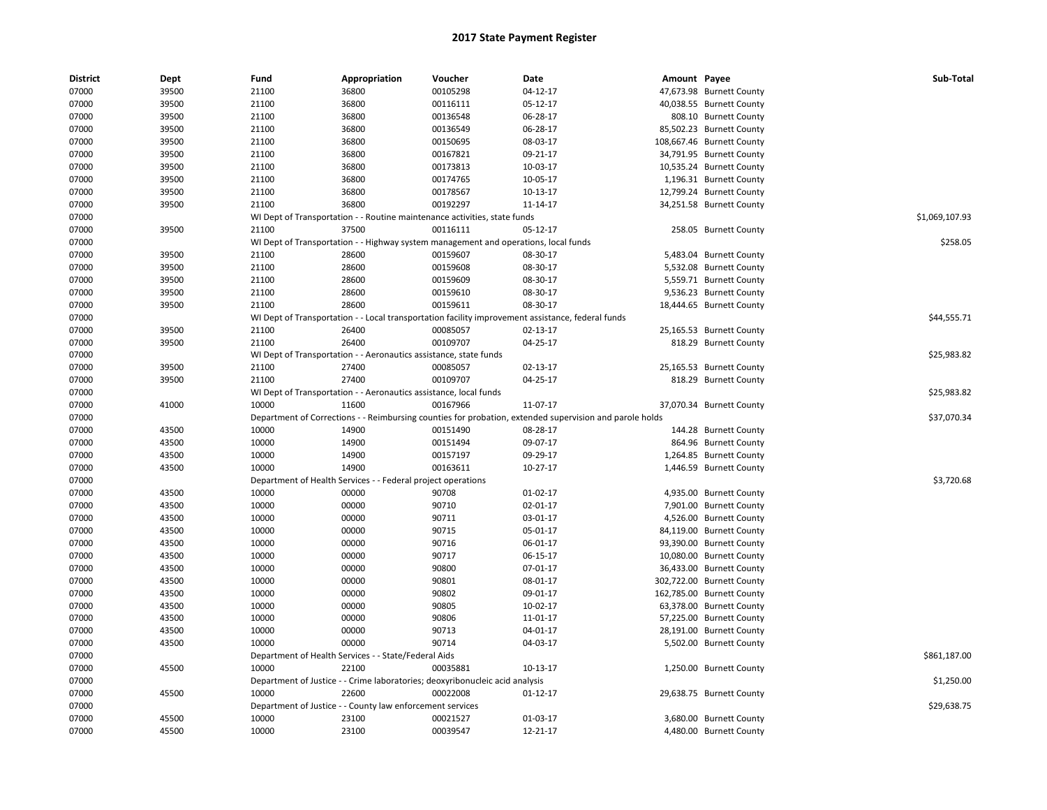# 2017 State Payment Register

| District | Dept | Fund | Appropriation | Voucher | Date | Amount | Payee | Sub-Total |
|---|---|---|---|---|---|---|---|---|
| 07000 | 39500 | 21100 | 36800 | 00105298 | 04-12-17 | 47,673.98 | Burnett County | |
| 07000 | 39500 | 21100 | 36800 | 00116111 | 05-12-17 | 40,038.55 | Burnett County | |
| 07000 | 39500 | 21100 | 36800 | 00136548 | 06-28-17 | 808.10 | Burnett County | |
| 07000 | 39500 | 21100 | 36800 | 00136549 | 06-28-17 | 85,502.23 | Burnett County | |
| 07000 | 39500 | 21100 | 36800 | 00150695 | 08-03-17 | 108,667.46 | Burnett County | |
| 07000 | 39500 | 21100 | 36800 | 00167821 | 09-21-17 | 34,791.95 | Burnett County | |
| 07000 | 39500 | 21100 | 36800 | 00173813 | 10-03-17 | 10,535.24 | Burnett County | |
| 07000 | 39500 | 21100 | 36800 | 00174765 | 10-05-17 | 1,196.31 | Burnett County | |
| 07000 | 39500 | 21100 | 36800 | 00178567 | 10-13-17 | 12,799.24 | Burnett County | |
| 07000 | 39500 | 21100 | 36800 | 00192297 | 11-14-17 | 34,251.58 | Burnett County | |
| 07000 | | WI Dept of Transportation - - Routine maintenance activities, state funds | | | | | | $1,069,107.93 |
| 07000 | 39500 | 21100 | 37500 | 00116111 | 05-12-17 | 258.05 | Burnett County | |
| 07000 | | WI Dept of Transportation - - Highway system management and operations, local funds | | | | | | $258.05 |
| 07000 | 39500 | 21100 | 28600 | 00159607 | 08-30-17 | 5,483.04 | Burnett County | |
| 07000 | 39500 | 21100 | 28600 | 00159608 | 08-30-17 | 5,532.08 | Burnett County | |
| 07000 | 39500 | 21100 | 28600 | 00159609 | 08-30-17 | 5,559.71 | Burnett County | |
| 07000 | 39500 | 21100 | 28600 | 00159610 | 08-30-17 | 9,536.23 | Burnett County | |
| 07000 | 39500 | 21100 | 28600 | 00159611 | 08-30-17 | 18,444.65 | Burnett County | |
| 07000 | | WI Dept of Transportation - - Local transportation facility improvement assistance, federal funds | | | | | | $44,555.71 |
| 07000 | 39500 | 21100 | 26400 | 00085057 | 02-13-17 | 25,165.53 | Burnett County | |
| 07000 | 39500 | 21100 | 26400 | 00109707 | 04-25-17 | 818.29 | Burnett County | |
| 07000 | | WI Dept of Transportation - - Aeronautics assistance, state funds | | | | | | $25,983.82 |
| 07000 | 39500 | 21100 | 27400 | 00085057 | 02-13-17 | 25,165.53 | Burnett County | |
| 07000 | 39500 | 21100 | 27400 | 00109707 | 04-25-17 | 818.29 | Burnett County | |
| 07000 | | WI Dept of Transportation - - Aeronautics assistance, local funds | | | | | | $25,983.82 |
| 07000 | 41000 | 10000 | 11600 | 00167966 | 11-07-17 | 37,070.34 | Burnett County | |
| 07000 | | Department of Corrections - - Reimbursing counties for probation, extended supervision and parole holds | | | | | | $37,070.34 |
| 07000 | 43500 | 10000 | 14900 | 00151490 | 08-28-17 | 144.28 | Burnett County | |
| 07000 | 43500 | 10000 | 14900 | 00151494 | 09-07-17 | 864.96 | Burnett County | |
| 07000 | 43500 | 10000 | 14900 | 00157197 | 09-29-17 | 1,264.85 | Burnett County | |
| 07000 | 43500 | 10000 | 14900 | 00163611 | 10-27-17 | 1,446.59 | Burnett County | |
| 07000 | | Department of Health Services - - Federal project operations | | | | | | $3,720.68 |
| 07000 | 43500 | 10000 | 00000 | 90708 | 01-02-17 | 4,935.00 | Burnett County | |
| 07000 | 43500 | 10000 | 00000 | 90710 | 02-01-17 | 7,901.00 | Burnett County | |
| 07000 | 43500 | 10000 | 00000 | 90711 | 03-01-17 | 4,526.00 | Burnett County | |
| 07000 | 43500 | 10000 | 00000 | 90715 | 05-01-17 | 84,119.00 | Burnett County | |
| 07000 | 43500 | 10000 | 00000 | 90716 | 06-01-17 | 93,390.00 | Burnett County | |
| 07000 | 43500 | 10000 | 00000 | 90717 | 06-15-17 | 10,080.00 | Burnett County | |
| 07000 | 43500 | 10000 | 00000 | 90800 | 07-01-17 | 36,433.00 | Burnett County | |
| 07000 | 43500 | 10000 | 00000 | 90801 | 08-01-17 | 302,722.00 | Burnett County | |
| 07000 | 43500 | 10000 | 00000 | 90802 | 09-01-17 | 162,785.00 | Burnett County | |
| 07000 | 43500 | 10000 | 00000 | 90805 | 10-02-17 | 63,378.00 | Burnett County | |
| 07000 | 43500 | 10000 | 00000 | 90806 | 11-01-17 | 57,225.00 | Burnett County | |
| 07000 | 43500 | 10000 | 00000 | 90713 | 04-01-17 | 28,191.00 | Burnett County | |
| 07000 | 43500 | 10000 | 00000 | 90714 | 04-03-17 | 5,502.00 | Burnett County | |
| 07000 | | Department of Health Services - - State/Federal Aids | | | | | | $861,187.00 |
| 07000 | 45500 | 10000 | 22100 | 00035881 | 10-13-17 | 1,250.00 | Burnett County | |
| 07000 | | Department of Justice - - Crime laboratories; deoxyribonucleic acid analysis | | | | | | $1,250.00 |
| 07000 | 45500 | 10000 | 22600 | 00022008 | 01-12-17 | 29,638.75 | Burnett County | |
| 07000 | | Department of Justice - - County law enforcement services | | | | | | $29,638.75 |
| 07000 | 45500 | 10000 | 23100 | 00021527 | 01-03-17 | 3,680.00 | Burnett County | |
| 07000 | 45500 | 10000 | 23100 | 00039547 | 12-21-17 | 4,480.00 | Burnett County | |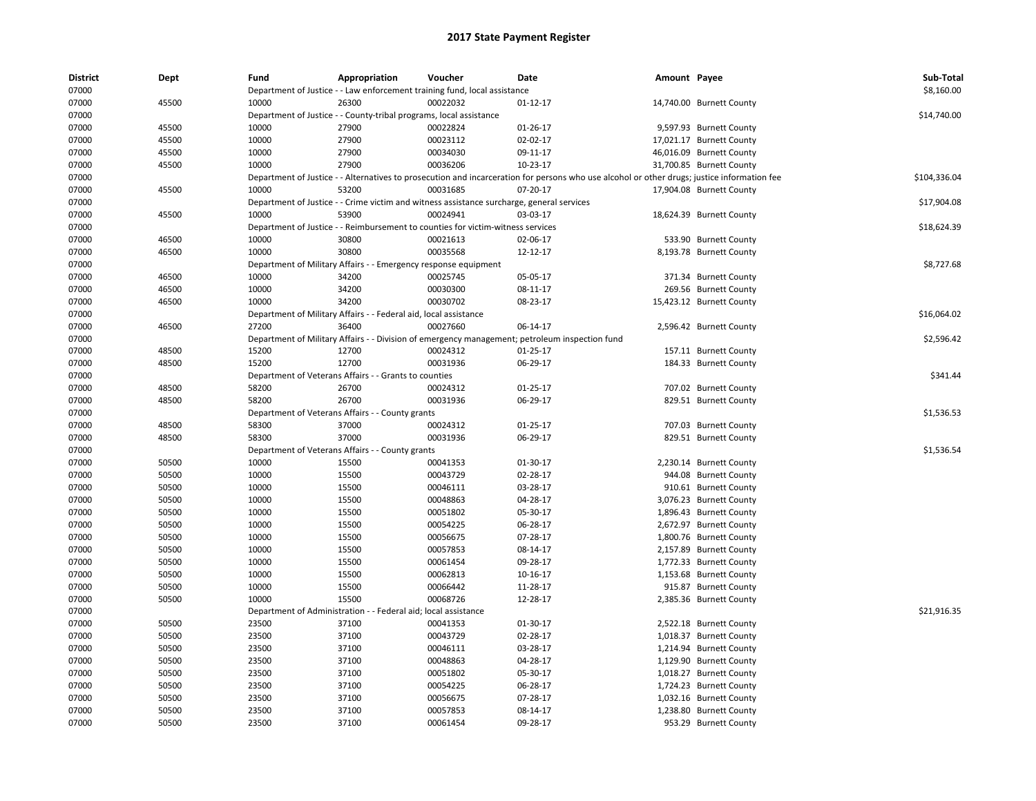# 2017 State Payment Register

| District | Dept | Fund | Appropriation | Voucher | Date | Amount | Payee | Sub-Total |
|---|---|---|---|---|---|---|---|---|
| 07000 | | Department of Justice - - Law enforcement training fund, local assistance | | | | | | $8,160.00 |
| 07000 | 45500 | 10000 | 26300 | 00022032 | 01-12-17 | 14,740.00 | Burnett County | |
| 07000 | | Department of Justice - - County-tribal programs, local assistance | | | | | | $14,740.00 |
| 07000 | 45500 | 10000 | 27900 | 00022824 | 01-26-17 | 9,597.93 | Burnett County | |
| 07000 | 45500 | 10000 | 27900 | 00023112 | 02-02-17 | 17,021.17 | Burnett County | |
| 07000 | 45500 | 10000 | 27900 | 00034030 | 09-11-17 | 46,016.09 | Burnett County | |
| 07000 | 45500 | 10000 | 27900 | 00036206 | 10-23-17 | 31,700.85 | Burnett County | |
| 07000 | | Department of Justice - - Alternatives to prosecution and incarceration for persons who use alcohol or other drugs; justice information fee | | | | | | $104,336.04 |
| 07000 | 45500 | 10000 | 53200 | 00031685 | 07-20-17 | 17,904.08 | Burnett County | |
| 07000 | | Department of Justice - - Crime victim and witness assistance surcharge, general services | | | | | | $17,904.08 |
| 07000 | 45500 | 10000 | 53900 | 00024941 | 03-03-17 | 18,624.39 | Burnett County | |
| 07000 | | Department of Justice - - Reimbursement to counties for victim-witness services | | | | | | $18,624.39 |
| 07000 | 46500 | 10000 | 30800 | 00021613 | 02-06-17 | 533.90 | Burnett County | |
| 07000 | 46500 | 10000 | 30800 | 00035568 | 12-12-17 | 8,193.78 | Burnett County | |
| 07000 | | Department of Military Affairs - - Emergency response equipment | | | | | | $8,727.68 |
| 07000 | 46500 | 10000 | 34200 | 00025745 | 05-05-17 | 371.34 | Burnett County | |
| 07000 | 46500 | 10000 | 34200 | 00030300 | 08-11-17 | 269.56 | Burnett County | |
| 07000 | 46500 | 10000 | 34200 | 00030702 | 08-23-17 | 15,423.12 | Burnett County | |
| 07000 | | Department of Military Affairs - - Federal aid, local assistance | | | | | | $16,064.02 |
| 07000 | 46500 | 27200 | 36400 | 00027660 | 06-14-17 | 2,596.42 | Burnett County | |
| 07000 | | Department of Military Affairs - - Division of emergency management; petroleum inspection fund | | | | | | $2,596.42 |
| 07000 | 48500 | 15200 | 12700 | 00024312 | 01-25-17 | 157.11 | Burnett County | |
| 07000 | 48500 | 15200 | 12700 | 00031936 | 06-29-17 | 184.33 | Burnett County | |
| 07000 | | Department of Veterans Affairs - - Grants to counties | | | | | | $341.44 |
| 07000 | 48500 | 58200 | 26700 | 00024312 | 01-25-17 | 707.02 | Burnett County | |
| 07000 | 48500 | 58200 | 26700 | 00031936 | 06-29-17 | 829.51 | Burnett County | |
| 07000 | | Department of Veterans Affairs - - County grants | | | | | | $1,536.53 |
| 07000 | 48500 | 58300 | 37000 | 00024312 | 01-25-17 | 707.03 | Burnett County | |
| 07000 | 48500 | 58300 | 37000 | 00031936 | 06-29-17 | 829.51 | Burnett County | |
| 07000 | | Department of Veterans Affairs - - County grants | | | | | | $1,536.54 |
| 07000 | 50500 | 10000 | 15500 | 00041353 | 01-30-17 | 2,230.14 | Burnett County | |
| 07000 | 50500 | 10000 | 15500 | 00043729 | 02-28-17 | 944.08 | Burnett County | |
| 07000 | 50500 | 10000 | 15500 | 00046111 | 03-28-17 | 910.61 | Burnett County | |
| 07000 | 50500 | 10000 | 15500 | 00048863 | 04-28-17 | 3,076.23 | Burnett County | |
| 07000 | 50500 | 10000 | 15500 | 00051802 | 05-30-17 | 1,896.43 | Burnett County | |
| 07000 | 50500 | 10000 | 15500 | 00054225 | 06-28-17 | 2,672.97 | Burnett County | |
| 07000 | 50500 | 10000 | 15500 | 00056675 | 07-28-17 | 1,800.76 | Burnett County | |
| 07000 | 50500 | 10000 | 15500 | 00057853 | 08-14-17 | 2,157.89 | Burnett County | |
| 07000 | 50500 | 10000 | 15500 | 00061454 | 09-28-17 | 1,772.33 | Burnett County | |
| 07000 | 50500 | 10000 | 15500 | 00062813 | 10-16-17 | 1,153.68 | Burnett County | |
| 07000 | 50500 | 10000 | 15500 | 00066442 | 11-28-17 | 915.87 | Burnett County | |
| 07000 | 50500 | 10000 | 15500 | 00068726 | 12-28-17 | 2,385.36 | Burnett County | |
| 07000 | | Department of Administration - - Federal aid; local assistance | | | | | | $21,916.35 |
| 07000 | 50500 | 23500 | 37100 | 00041353 | 01-30-17 | 2,522.18 | Burnett County | |
| 07000 | 50500 | 23500 | 37100 | 00043729 | 02-28-17 | 1,018.37 | Burnett County | |
| 07000 | 50500 | 23500 | 37100 | 00046111 | 03-28-17 | 1,214.94 | Burnett County | |
| 07000 | 50500 | 23500 | 37100 | 00048863 | 04-28-17 | 1,129.90 | Burnett County | |
| 07000 | 50500 | 23500 | 37100 | 00051802 | 05-30-17 | 1,018.27 | Burnett County | |
| 07000 | 50500 | 23500 | 37100 | 00054225 | 06-28-17 | 1,724.23 | Burnett County | |
| 07000 | 50500 | 23500 | 37100 | 00056675 | 07-28-17 | 1,032.16 | Burnett County | |
| 07000 | 50500 | 23500 | 37100 | 00057853 | 08-14-17 | 1,238.80 | Burnett County | |
| 07000 | 50500 | 23500 | 37100 | 00061454 | 09-28-17 | 953.29 | Burnett County | |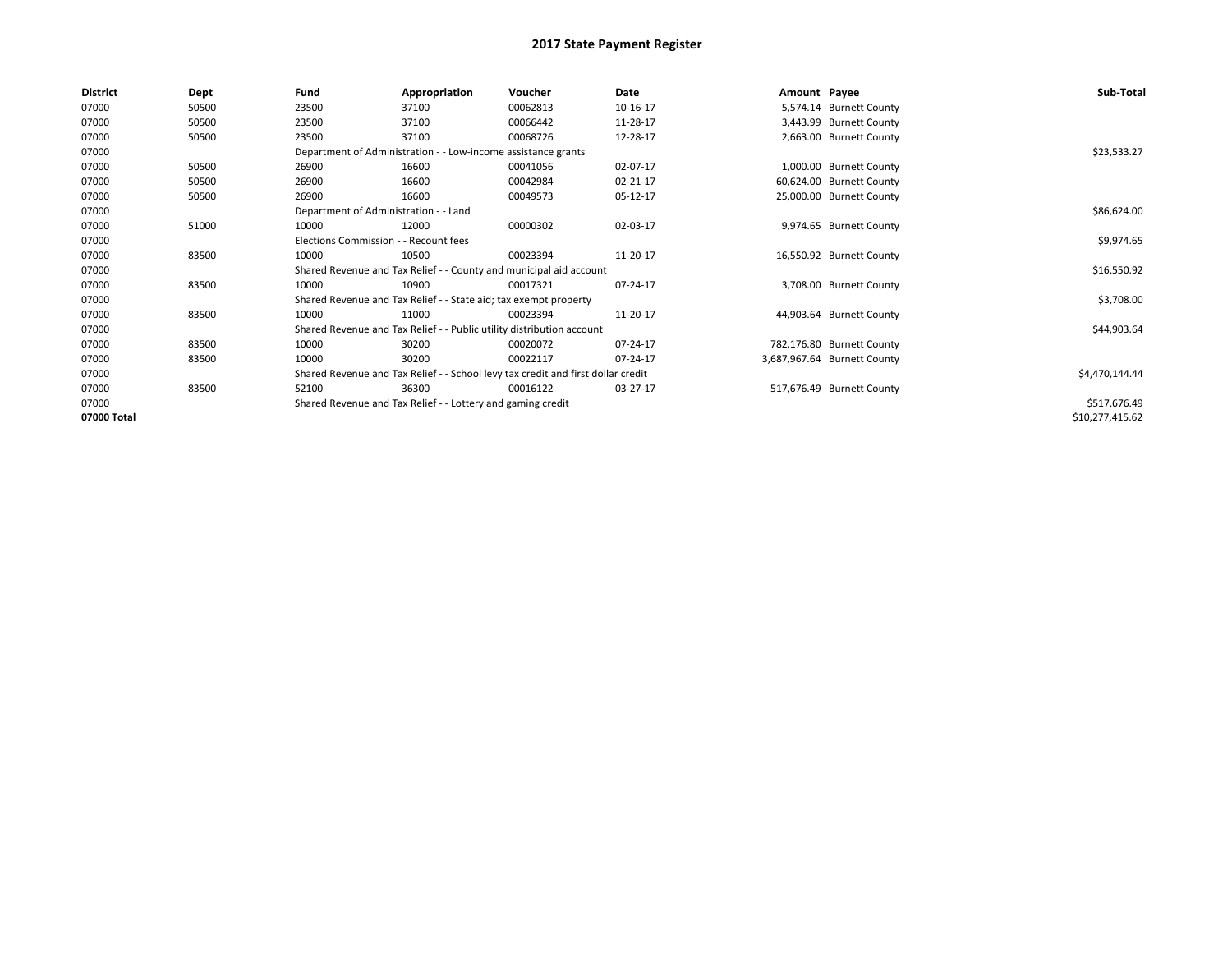# 2017 State Payment Register

| District | Dept | Fund | Appropriation | Voucher | Date | Amount | Payee | Sub-Total |
|---|---|---|---|---|---|---|---|---|
| 07000 | 50500 | 23500 | 37100 | 00062813 | 10-16-17 | 5,574.14 | Burnett County | |
| 07000 | 50500 | 23500 | 37100 | 00066442 | 11-28-17 | 3,443.99 | Burnett County | |
| 07000 | 50500 | 23500 | 37100 | 00068726 | 12-28-17 | 2,663.00 | Burnett County | |
| 07000 | | Department of Administration - - Low-income assistance grants | | | | | | $23,533.27 |
| 07000 | 50500 | 26900 | 16600 | 00041056 | 02-07-17 | 1,000.00 | Burnett County | |
| 07000 | 50500 | 26900 | 16600 | 00042984 | 02-21-17 | 60,624.00 | Burnett County | |
| 07000 | 50500 | 26900 | 16600 | 00049573 | 05-12-17 | 25,000.00 | Burnett County | |
| 07000 | | Department of Administration - - Land | | | | | | $86,624.00 |
| 07000 | 51000 | 10000 | 12000 | 00000302 | 02-03-17 | 9,974.65 | Burnett County | |
| 07000 | | Elections Commission - - Recount fees | | | | | | $9,974.65 |
| 07000 | 83500 | 10000 | 10500 | 00023394 | 11-20-17 | 16,550.92 | Burnett County | |
| 07000 | | Shared Revenue and Tax Relief - - County and municipal aid account | | | | | | $16,550.92 |
| 07000 | 83500 | 10000 | 10900 | 00017321 | 07-24-17 | 3,708.00 | Burnett County | |
| 07000 | | Shared Revenue and Tax Relief - - State aid; tax exempt property | | | | | | $3,708.00 |
| 07000 | 83500 | 10000 | 11000 | 00023394 | 11-20-17 | 44,903.64 | Burnett County | |
| 07000 | | Shared Revenue and Tax Relief - - Public utility distribution account | | | | | | $44,903.64 |
| 07000 | 83500 | 10000 | 30200 | 00020072 | 07-24-17 | 782,176.80 | Burnett County | |
| 07000 | 83500 | 10000 | 30200 | 00022117 | 07-24-17 | 3,687,967.64 | Burnett County | |
| 07000 | | Shared Revenue and Tax Relief - - School levy tax credit and first dollar credit | | | | | | $4,470,144.44 |
| 07000 | 83500 | 52100 | 36300 | 00016122 | 03-27-17 | 517,676.49 | Burnett County | |
| 07000 | | Shared Revenue and Tax Relief - - Lottery and gaming credit | | | | | | $517,676.49 |
| 07000 Total | | | | | | | | $10,277,415.62 |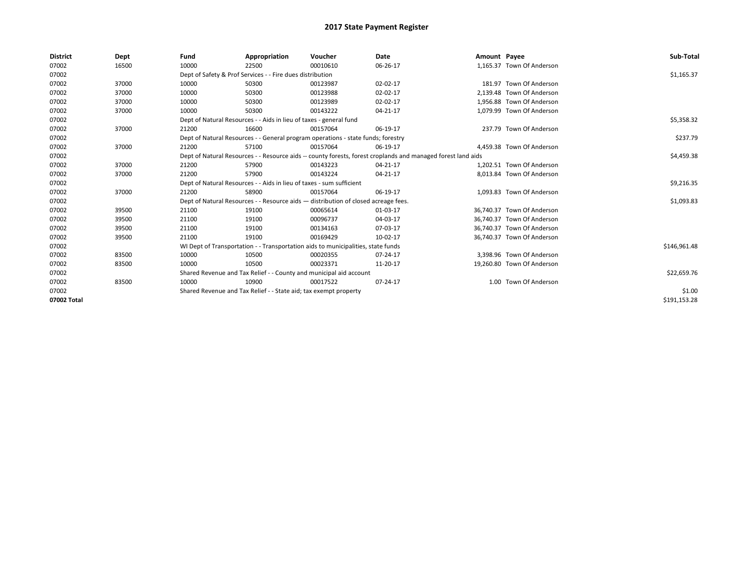# 2017 State Payment Register

| District | Dept | Fund | Appropriation | Voucher | Date | Amount | Payee | Sub-Total |
|---|---|---|---|---|---|---|---|---|
| 07002 | 16500 | 10000 | 22500 | 00010610 | 06-26-17 | 1,165.37 | Town Of Anderson | |
| 07002 | | Dept of Safety & Prof Services - - Fire dues distribution | | | | | | $1,165.37 |
| 07002 | 37000 | 10000 | 50300 | 00123987 | 02-02-17 | 181.97 | Town Of Anderson | |
| 07002 | 37000 | 10000 | 50300 | 00123988 | 02-02-17 | 2,139.48 | Town Of Anderson | |
| 07002 | 37000 | 10000 | 50300 | 00123989 | 02-02-17 | 1,956.88 | Town Of Anderson | |
| 07002 | 37000 | 10000 | 50300 | 00143222 | 04-21-17 | 1,079.99 | Town Of Anderson | |
| 07002 | | Dept of Natural Resources - - Aids in lieu of taxes - general fund | | | | | | $5,358.32 |
| 07002 | 37000 | 21200 | 16600 | 00157064 | 06-19-17 | 237.79 | Town Of Anderson | |
| 07002 | | Dept of Natural Resources - - General program operations - state funds; forestry | | | | | | $237.79 |
| 07002 | 37000 | 21200 | 57100 | 00157064 | 06-19-17 | 4,459.38 | Town Of Anderson | |
| 07002 | | Dept of Natural Resources - - Resource aids -- county forests, forest croplands and managed forest land aids | | | | | | $4,459.38 |
| 07002 | 37000 | 21200 | 57900 | 00143223 | 04-21-17 | 1,202.51 | Town Of Anderson | |
| 07002 | 37000 | 21200 | 57900 | 00143224 | 04-21-17 | 8,013.84 | Town Of Anderson | |
| 07002 | | Dept of Natural Resources - - Aids in lieu of taxes - sum sufficient | | | | | | $9,216.35 |
| 07002 | 37000 | 21200 | 58900 | 00157064 | 06-19-17 | 1,093.83 | Town Of Anderson | |
| 07002 | | Dept of Natural Resources - - Resource aids — distribution of closed acreage fees. | | | | | | $1,093.83 |
| 07002 | 39500 | 21100 | 19100 | 00065614 | 01-03-17 | 36,740.37 | Town Of Anderson | |
| 07002 | 39500 | 21100 | 19100 | 00096737 | 04-03-17 | 36,740.37 | Town Of Anderson | |
| 07002 | 39500 | 21100 | 19100 | 00134163 | 07-03-17 | 36,740.37 | Town Of Anderson | |
| 07002 | 39500 | 21100 | 19100 | 00169429 | 10-02-17 | 36,740.37 | Town Of Anderson | |
| 07002 | | WI Dept of Transportation - - Transportation aids to municipalities, state funds | | | | | | $146,961.48 |
| 07002 | 83500 | 10000 | 10500 | 00020355 | 07-24-17 | 3,398.96 | Town Of Anderson | |
| 07002 | 83500 | 10000 | 10500 | 00023371 | 11-20-17 | 19,260.80 | Town Of Anderson | |
| 07002 | | Shared Revenue and Tax Relief - - County and municipal aid account | | | | | | $22,659.76 |
| 07002 | 83500 | 10000 | 10900 | 00017522 | 07-24-17 | 1.00 | Town Of Anderson | |
| 07002 | | Shared Revenue and Tax Relief - - State aid; tax exempt property | | | | | | $1.00 |
| 07002 Total | | | | | | | | $191,153.28 |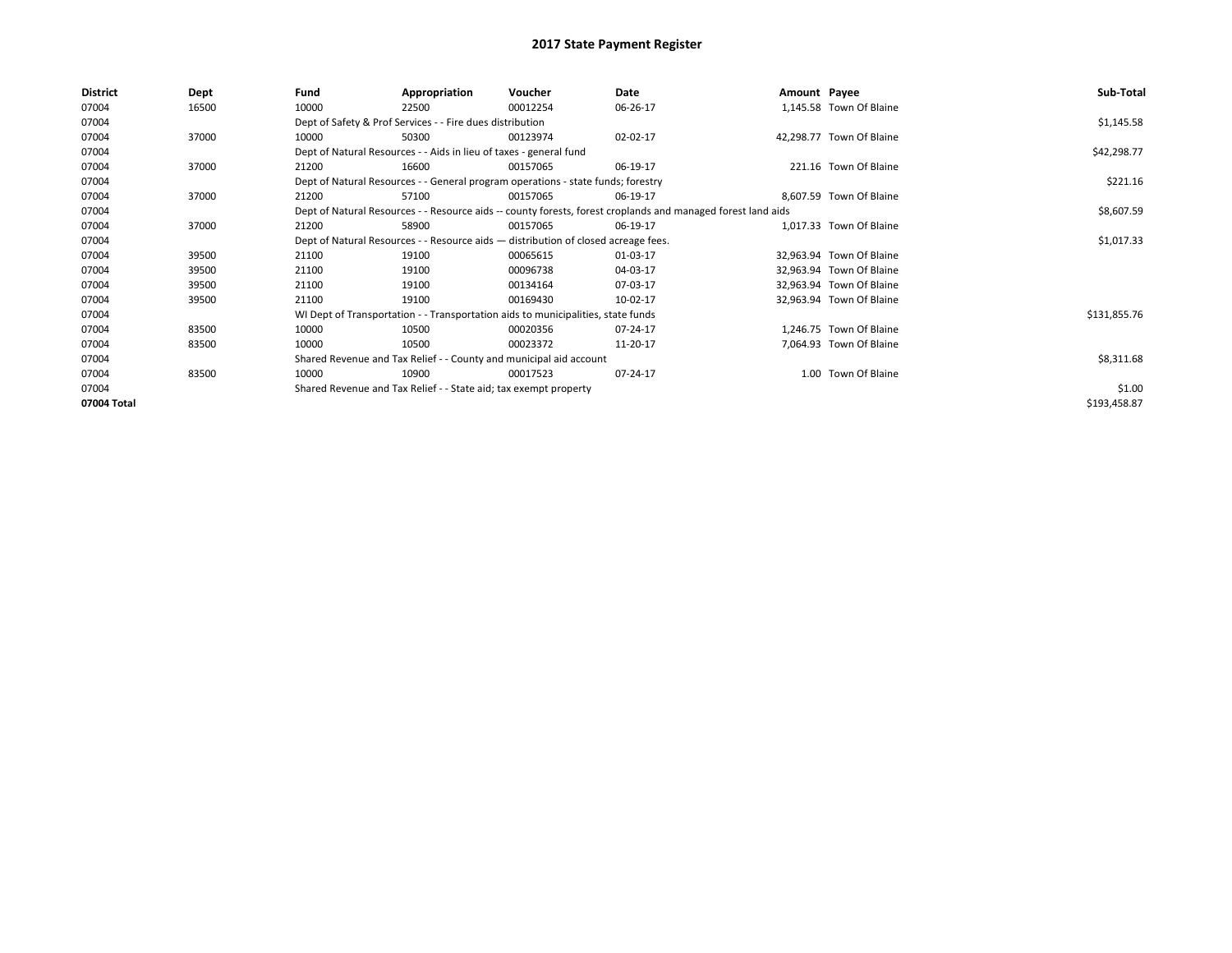# 2017 State Payment Register

| District | Dept | Fund | Appropriation | Voucher | Date | Amount | Payee | Sub-Total |
|---|---|---|---|---|---|---|---|---|
| 07004 | 16500 | 10000 | 22500 | 00012254 | 06-26-17 | 1,145.58 | Town Of Blaine | |
| 07004 | | Dept of Safety & Prof Services - - Fire dues distribution | | | | | | $1,145.58 |
| 07004 | 37000 | 10000 | 50300 | 00123974 | 02-02-17 | 42,298.77 | Town Of Blaine | |
| 07004 | | Dept of Natural Resources - - Aids in lieu of taxes - general fund | | | | | | $42,298.77 |
| 07004 | 37000 | 21200 | 16600 | 00157065 | 06-19-17 | 221.16 | Town Of Blaine | |
| 07004 | | Dept of Natural Resources - - General program operations - state funds; forestry | | | | | | $221.16 |
| 07004 | 37000 | 21200 | 57100 | 00157065 | 06-19-17 | 8,607.59 | Town Of Blaine | |
| 07004 | | Dept of Natural Resources - - Resource aids -- county forests, forest croplands and managed forest land aids | | | | | | $8,607.59 |
| 07004 | 37000 | 21200 | 58900 | 00157065 | 06-19-17 | 1,017.33 | Town Of Blaine | |
| 07004 | | Dept of Natural Resources - - Resource aids — distribution of closed acreage fees. | | | | | | $1,017.33 |
| 07004 | 39500 | 21100 | 19100 | 00065615 | 01-03-17 | 32,963.94 | Town Of Blaine | |
| 07004 | 39500 | 21100 | 19100 | 00096738 | 04-03-17 | 32,963.94 | Town Of Blaine | |
| 07004 | 39500 | 21100 | 19100 | 00134164 | 07-03-17 | 32,963.94 | Town Of Blaine | |
| 07004 | 39500 | 21100 | 19100 | 00169430 | 10-02-17 | 32,963.94 | Town Of Blaine | |
| 07004 | | WI Dept of Transportation - - Transportation aids to municipalities, state funds | | | | | | $131,855.76 |
| 07004 | 83500 | 10000 | 10500 | 00020356 | 07-24-17 | 1,246.75 | Town Of Blaine | |
| 07004 | 83500 | 10000 | 10500 | 00023372 | 11-20-17 | 7,064.93 | Town Of Blaine | |
| 07004 | | Shared Revenue and Tax Relief - - County and municipal aid account | | | | | | $8,311.68 |
| 07004 | 83500 | 10000 | 10900 | 00017523 | 07-24-17 | 1.00 | Town Of Blaine | |
| 07004 | | Shared Revenue and Tax Relief - - State aid; tax exempt property | | | | | | $1.00 |
| 07004 Total | | | | | | | | $193,458.87 |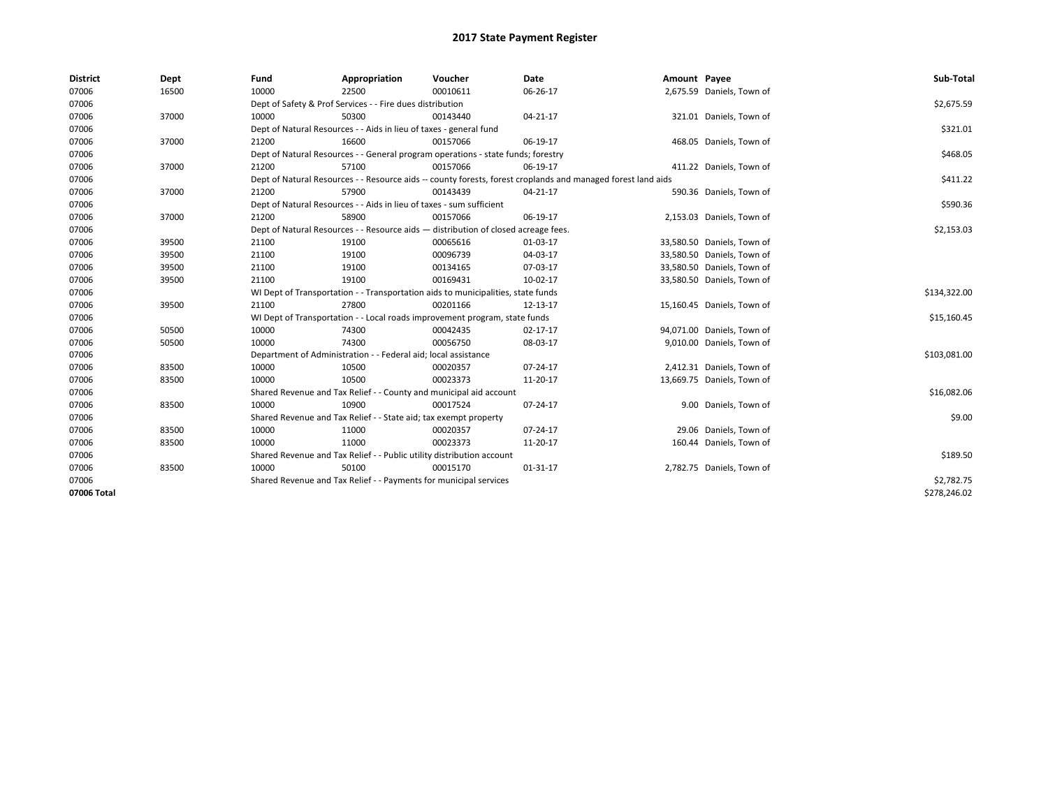# 2017 State Payment Register

| District | Dept | Fund | Appropriation | Voucher | Date | Amount | Payee | Sub-Total |
|---|---|---|---|---|---|---|---|---|
| 07006 | 16500 | 10000 | 22500 | 00010611 | 06-26-17 | 2,675.59 | Daniels, Town of | |
| 07006 | | Dept of Safety & Prof Services - - Fire dues distribution | | | | | | $2,675.59 |
| 07006 | 37000 | 10000 | 50300 | 00143440 | 04-21-17 | 321.01 | Daniels, Town of | |
| 07006 | | Dept of Natural Resources - - Aids in lieu of taxes - general fund | | | | | | $321.01 |
| 07006 | 37000 | 21200 | 16600 | 00157066 | 06-19-17 | 468.05 | Daniels, Town of | |
| 07006 | | Dept of Natural Resources - - General program operations - state funds; forestry | | | | | | $468.05 |
| 07006 | 37000 | 21200 | 57100 | 00157066 | 06-19-17 | 411.22 | Daniels, Town of | |
| 07006 | | Dept of Natural Resources - - Resource aids -- county forests, forest croplands and managed forest land aids | | | | | | $411.22 |
| 07006 | 37000 | 21200 | 57900 | 00143439 | 04-21-17 | 590.36 | Daniels, Town of | |
| 07006 | | Dept of Natural Resources - - Aids in lieu of taxes - sum sufficient | | | | | | $590.36 |
| 07006 | 37000 | 21200 | 58900 | 00157066 | 06-19-17 | 2,153.03 | Daniels, Town of | |
| 07006 | | Dept of Natural Resources - - Resource aids — distribution of closed acreage fees. | | | | | | $2,153.03 |
| 07006 | 39500 | 21100 | 19100 | 00065616 | 01-03-17 | 33,580.50 | Daniels, Town of | |
| 07006 | 39500 | 21100 | 19100 | 00096739 | 04-03-17 | 33,580.50 | Daniels, Town of | |
| 07006 | 39500 | 21100 | 19100 | 00134165 | 07-03-17 | 33,580.50 | Daniels, Town of | |
| 07006 | 39500 | 21100 | 19100 | 00169431 | 10-02-17 | 33,580.50 | Daniels, Town of | |
| 07006 | | WI Dept of Transportation - - Transportation aids to municipalities, state funds | | | | | | $134,322.00 |
| 07006 | 39500 | 21100 | 27800 | 00201166 | 12-13-17 | 15,160.45 | Daniels, Town of | |
| 07006 | | WI Dept of Transportation - - Local roads improvement program, state funds | | | | | | $15,160.45 |
| 07006 | 50500 | 10000 | 74300 | 00042435 | 02-17-17 | 94,071.00 | Daniels, Town of | |
| 07006 | 50500 | 10000 | 74300 | 00056750 | 08-03-17 | 9,010.00 | Daniels, Town of | |
| 07006 | | Department of Administration - - Federal aid; local assistance | | | | | | $103,081.00 |
| 07006 | 83500 | 10000 | 10500 | 00020357 | 07-24-17 | 2,412.31 | Daniels, Town of | |
| 07006 | 83500 | 10000 | 10500 | 00023373 | 11-20-17 | 13,669.75 | Daniels, Town of | |
| 07006 | | Shared Revenue and Tax Relief - - County and municipal aid account | | | | | | $16,082.06 |
| 07006 | 83500 | 10000 | 10900 | 00017524 | 07-24-17 | 9.00 | Daniels, Town of | |
| 07006 | | Shared Revenue and Tax Relief - - State aid; tax exempt property | | | | | | $9.00 |
| 07006 | 83500 | 10000 | 11000 | 00020357 | 07-24-17 | 29.06 | Daniels, Town of | |
| 07006 | 83500 | 10000 | 11000 | 00023373 | 11-20-17 | 160.44 | Daniels, Town of | |
| 07006 | | Shared Revenue and Tax Relief - - Public utility distribution account | | | | | | $189.50 |
| 07006 | 83500 | 10000 | 50100 | 00015170 | 01-31-17 | 2,782.75 | Daniels, Town of | |
| 07006 | | Shared Revenue and Tax Relief - - Payments for municipal services | | | | | | $2,782.75 |
| 07006 Total | | | | | | | | $278,246.02 |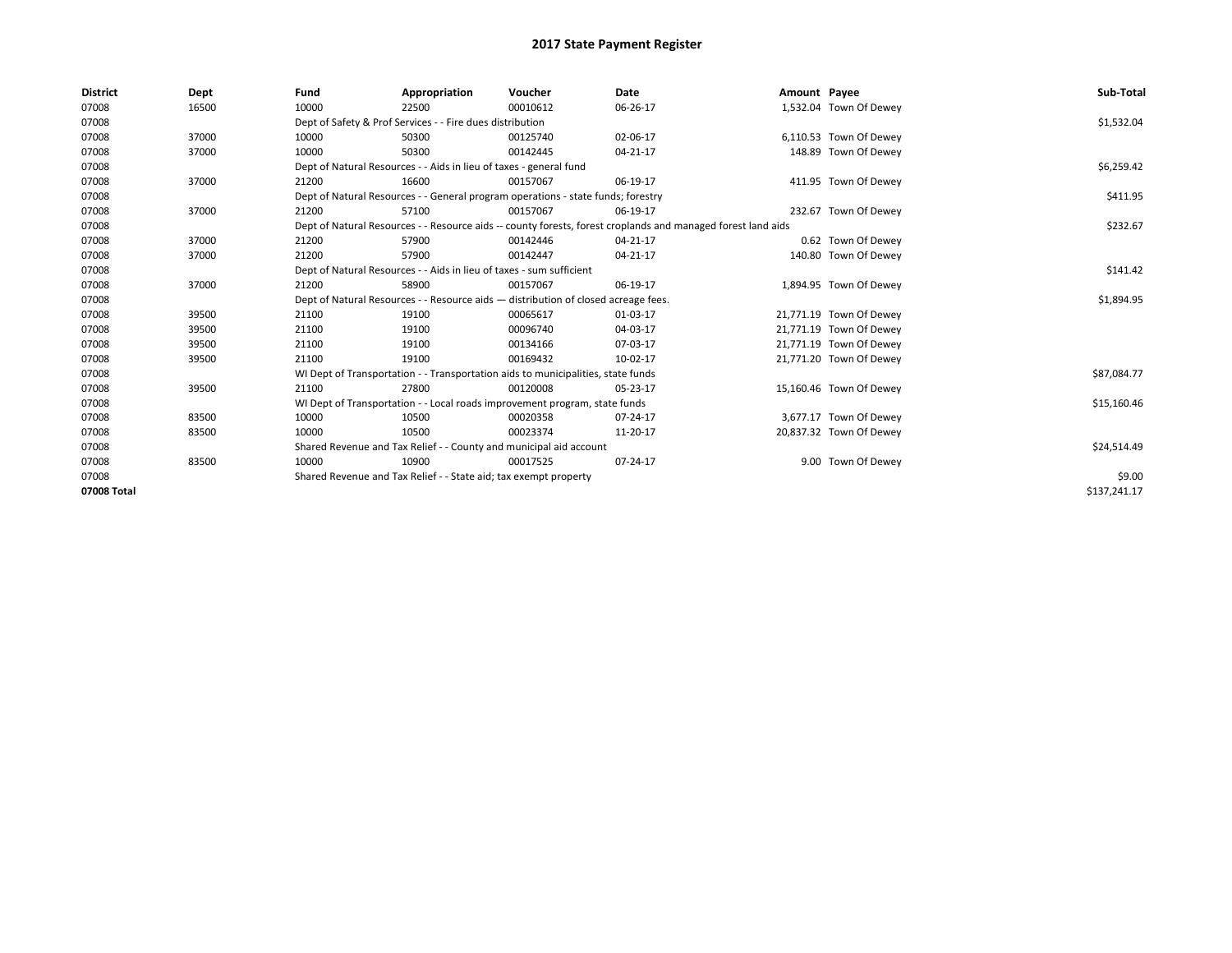# 2017 State Payment Register

| District | Dept | Fund | Appropriation | Voucher | Date | Amount | Payee | Sub-Total |
|---|---|---|---|---|---|---|---|---|
| 07008 | 16500 | 10000 | 22500 | 00010612 | 06-26-17 | 1,532.04 | Town Of Dewey | |
| 07008 | | Dept of Safety & Prof Services - - Fire dues distribution | | | | | | $1,532.04 |
| 07008 | 37000 | 10000 | 50300 | 00125740 | 02-06-17 | 6,110.53 | Town Of Dewey | |
| 07008 | 37000 | 10000 | 50300 | 00142445 | 04-21-17 | 148.89 | Town Of Dewey | |
| 07008 | | Dept of Natural Resources - - Aids in lieu of taxes - general fund | | | | | | $6,259.42 |
| 07008 | 37000 | 21200 | 16600 | 00157067 | 06-19-17 | 411.95 | Town Of Dewey | |
| 07008 | | Dept of Natural Resources - - General program operations - state funds; forestry | | | | | | $411.95 |
| 07008 | 37000 | 21200 | 57100 | 00157067 | 06-19-17 | 232.67 | Town Of Dewey | |
| 07008 | | Dept of Natural Resources - - Resource aids -- county forests, forest croplands and managed forest land aids | | | | | | $232.67 |
| 07008 | 37000 | 21200 | 57900 | 00142446 | 04-21-17 | 0.62 | Town Of Dewey | |
| 07008 | 37000 | 21200 | 57900 | 00142447 | 04-21-17 | 140.80 | Town Of Dewey | |
| 07008 | | Dept of Natural Resources - - Aids in lieu of taxes - sum sufficient | | | | | | $141.42 |
| 07008 | 37000 | 21200 | 58900 | 00157067 | 06-19-17 | 1,894.95 | Town Of Dewey | |
| 07008 | | Dept of Natural Resources - - Resource aids — distribution of closed acreage fees. | | | | | | $1,894.95 |
| 07008 | 39500 | 21100 | 19100 | 00065617 | 01-03-17 | 21,771.19 | Town Of Dewey | |
| 07008 | 39500 | 21100 | 19100 | 00096740 | 04-03-17 | 21,771.19 | Town Of Dewey | |
| 07008 | 39500 | 21100 | 19100 | 00134166 | 07-03-17 | 21,771.19 | Town Of Dewey | |
| 07008 | 39500 | 21100 | 19100 | 00169432 | 10-02-17 | 21,771.20 | Town Of Dewey | |
| 07008 | | WI Dept of Transportation - - Transportation aids to municipalities, state funds | | | | | | $87,084.77 |
| 07008 | 39500 | 21100 | 27800 | 00120008 | 05-23-17 | 15,160.46 | Town Of Dewey | |
| 07008 | | WI Dept of Transportation - - Local roads improvement program, state funds | | | | | | $15,160.46 |
| 07008 | 83500 | 10000 | 10500 | 00020358 | 07-24-17 | 3,677.17 | Town Of Dewey | |
| 07008 | 83500 | 10000 | 10500 | 00023374 | 11-20-17 | 20,837.32 | Town Of Dewey | |
| 07008 | | Shared Revenue and Tax Relief - - County and municipal aid account | | | | | | $24,514.49 |
| 07008 | 83500 | 10000 | 10900 | 00017525 | 07-24-17 | 9.00 | Town Of Dewey | |
| 07008 | | Shared Revenue and Tax Relief - - State aid; tax exempt property | | | | | | $9.00 |
| 07008 Total | | | | | | | | $137,241.17 |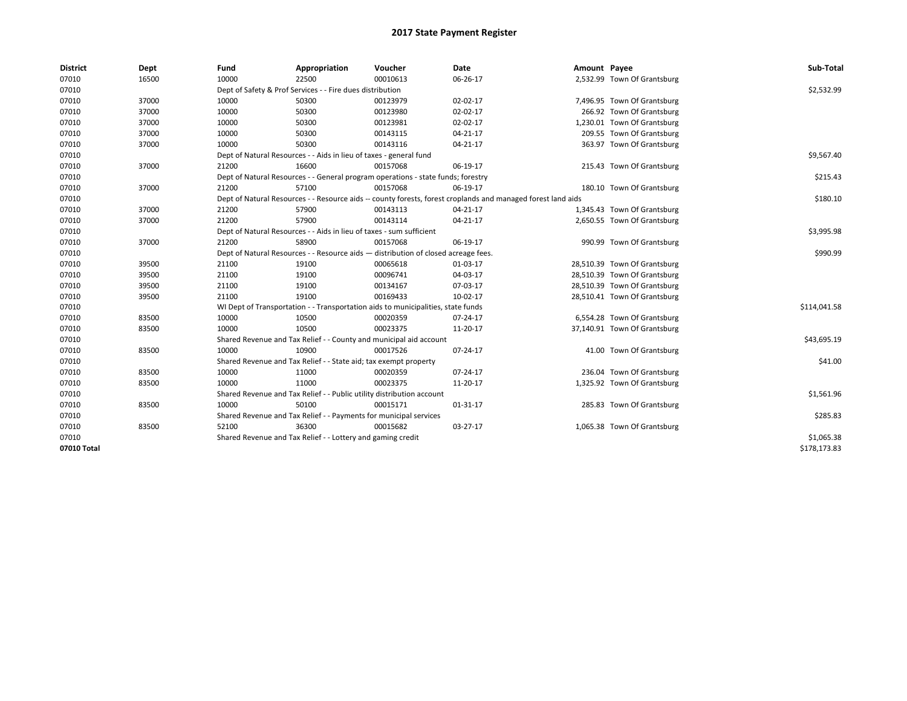# 2017 State Payment Register

| District | Dept | Fund | Appropriation | Voucher | Date | Amount | Payee | Sub-Total |
|---|---|---|---|---|---|---|---|---|
| 07010 | 16500 | 10000 | 22500 | 00010613 | 06-26-17 | 2,532.99 | Town Of Grantsburg | |
| 07010 | | Dept of Safety & Prof Services - - Fire dues distribution | | | | | | $2,532.99 |
| 07010 | 37000 | 10000 | 50300 | 00123979 | 02-02-17 | 7,496.95 | Town Of Grantsburg | |
| 07010 | 37000 | 10000 | 50300 | 00123980 | 02-02-17 | 266.92 | Town Of Grantsburg | |
| 07010 | 37000 | 10000 | 50300 | 00123981 | 02-02-17 | 1,230.01 | Town Of Grantsburg | |
| 07010 | 37000 | 10000 | 50300 | 00143115 | 04-21-17 | 209.55 | Town Of Grantsburg | |
| 07010 | 37000 | 10000 | 50300 | 00143116 | 04-21-17 | 363.97 | Town Of Grantsburg | |
| 07010 | | Dept of Natural Resources - - Aids in lieu of taxes - general fund | | | | | | $9,567.40 |
| 07010 | 37000 | 21200 | 16600 | 00157068 | 06-19-17 | 215.43 | Town Of Grantsburg | |
| 07010 | | Dept of Natural Resources - - General program operations - state funds; forestry | | | | | | $215.43 |
| 07010 | 37000 | 21200 | 57100 | 00157068 | 06-19-17 | 180.10 | Town Of Grantsburg | |
| 07010 | | Dept of Natural Resources - - Resource aids -- county forests, forest croplands and managed forest land aids | | | | | | $180.10 |
| 07010 | 37000 | 21200 | 57900 | 00143113 | 04-21-17 | 1,345.43 | Town Of Grantsburg | |
| 07010 | 37000 | 21200 | 57900 | 00143114 | 04-21-17 | 2,650.55 | Town Of Grantsburg | |
| 07010 | | Dept of Natural Resources - - Aids in lieu of taxes - sum sufficient | | | | | | $3,995.98 |
| 07010 | 37000 | 21200 | 58900 | 00157068 | 06-19-17 | 990.99 | Town Of Grantsburg | |
| 07010 | | Dept of Natural Resources - - Resource aids — distribution of closed acreage fees. | | | | | | $990.99 |
| 07010 | 39500 | 21100 | 19100 | 00065618 | 01-03-17 | 28,510.39 | Town Of Grantsburg | |
| 07010 | 39500 | 21100 | 19100 | 00096741 | 04-03-17 | 28,510.39 | Town Of Grantsburg | |
| 07010 | 39500 | 21100 | 19100 | 00134167 | 07-03-17 | 28,510.39 | Town Of Grantsburg | |
| 07010 | 39500 | 21100 | 19100 | 00169433 | 10-02-17 | 28,510.41 | Town Of Grantsburg | |
| 07010 | | WI Dept of Transportation - - Transportation aids to municipalities, state funds | | | | | | $114,041.58 |
| 07010 | 83500 | 10000 | 10500 | 00020359 | 07-24-17 | 6,554.28 | Town Of Grantsburg | |
| 07010 | 83500 | 10000 | 10500 | 00023375 | 11-20-17 | 37,140.91 | Town Of Grantsburg | |
| 07010 | | Shared Revenue and Tax Relief - - County and municipal aid account | | | | | | $43,695.19 |
| 07010 | 83500 | 10000 | 10900 | 00017526 | 07-24-17 | 41.00 | Town Of Grantsburg | |
| 07010 | | Shared Revenue and Tax Relief - - State aid; tax exempt property | | | | | | $41.00 |
| 07010 | 83500 | 10000 | 11000 | 00020359 | 07-24-17 | 236.04 | Town Of Grantsburg | |
| 07010 | 83500 | 10000 | 11000 | 00023375 | 11-20-17 | 1,325.92 | Town Of Grantsburg | |
| 07010 | | Shared Revenue and Tax Relief - - Public utility distribution account | | | | | | $1,561.96 |
| 07010 | 83500 | 10000 | 50100 | 00015171 | 01-31-17 | 285.83 | Town Of Grantsburg | |
| 07010 | | Shared Revenue and Tax Relief - - Payments for municipal services | | | | | | $285.83 |
| 07010 | 83500 | 52100 | 36300 | 00015682 | 03-27-17 | 1,065.38 | Town Of Grantsburg | |
| 07010 | | Shared Revenue and Tax Relief - - Lottery and gaming credit | | | | | | $1,065.38 |
| **07010 Total** | | | | | | | | $178,173.83 |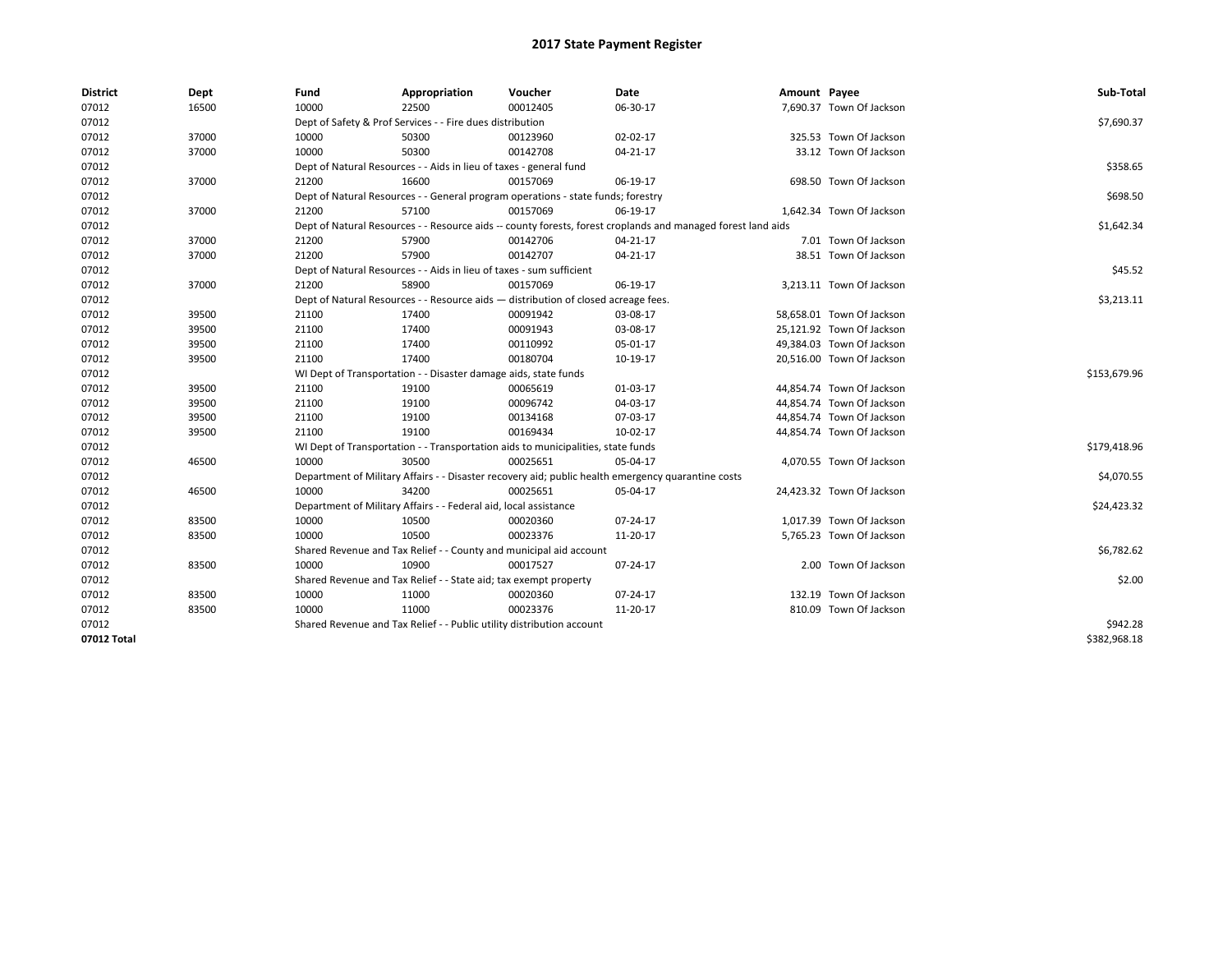# 2017 State Payment Register

| District | Dept | Fund | Appropriation | Voucher | Date | Amount | Payee | Sub-Total |
|---|---|---|---|---|---|---|---|---|
| 07012 | 16500 | 10000 | 22500 | 00012405 | 06-30-17 | 7,690.37 | Town Of Jackson | |
| 07012 | | Dept of Safety & Prof Services - - Fire dues distribution | | | | | | $7,690.37 |
| 07012 | 37000 | 10000 | 50300 | 00123960 | 02-02-17 | 325.53 | Town Of Jackson | |
| 07012 | 37000 | 10000 | 50300 | 00142708 | 04-21-17 | 33.12 | Town Of Jackson | |
| 07012 | | Dept of Natural Resources - - Aids in lieu of taxes - general fund | | | | | | $358.65 |
| 07012 | 37000 | 21200 | 16600 | 00157069 | 06-19-17 | 698.50 | Town Of Jackson | |
| 07012 | | Dept of Natural Resources - - General program operations - state funds; forestry | | | | | | $698.50 |
| 07012 | 37000 | 21200 | 57100 | 00157069 | 06-19-17 | 1,642.34 | Town Of Jackson | |
| 07012 | | Dept of Natural Resources - - Resource aids -- county forests, forest croplands and managed forest land aids | | | | | | $1,642.34 |
| 07012 | 37000 | 21200 | 57900 | 00142706 | 04-21-17 | 7.01 | Town Of Jackson | |
| 07012 | 37000 | 21200 | 57900 | 00142707 | 04-21-17 | 38.51 | Town Of Jackson | |
| 07012 | | Dept of Natural Resources - - Aids in lieu of taxes - sum sufficient | | | | | | $45.52 |
| 07012 | 37000 | 21200 | 58900 | 00157069 | 06-19-17 | 3,213.11 | Town Of Jackson | |
| 07012 | | Dept of Natural Resources - - Resource aids — distribution of closed acreage fees. | | | | | | $3,213.11 |
| 07012 | 39500 | 21100 | 17400 | 00091942 | 03-08-17 | 58,658.01 | Town Of Jackson | |
| 07012 | 39500 | 21100 | 17400 | 00091943 | 03-08-17 | 25,121.92 | Town Of Jackson | |
| 07012 | 39500 | 21100 | 17400 | 00110992 | 05-01-17 | 49,384.03 | Town Of Jackson | |
| 07012 | 39500 | 21100 | 17400 | 00180704 | 10-19-17 | 20,516.00 | Town Of Jackson | |
| 07012 | | WI Dept of Transportation - - Disaster damage aids, state funds | | | | | | $153,679.96 |
| 07012 | 39500 | 21100 | 19100 | 00065619 | 01-03-17 | 44,854.74 | Town Of Jackson | |
| 07012 | 39500 | 21100 | 19100 | 00096742 | 04-03-17 | 44,854.74 | Town Of Jackson | |
| 07012 | 39500 | 21100 | 19100 | 00134168 | 07-03-17 | 44,854.74 | Town Of Jackson | |
| 07012 | 39500 | 21100 | 19100 | 00169434 | 10-02-17 | 44,854.74 | Town Of Jackson | |
| 07012 | | WI Dept of Transportation - - Transportation aids to municipalities, state funds | | | | | | $179,418.96 |
| 07012 | 46500 | 10000 | 30500 | 00025651 | 05-04-17 | 4,070.55 | Town Of Jackson | |
| 07012 | | Department of Military Affairs - - Disaster recovery aid; public health emergency quarantine costs | | | | | | $4,070.55 |
| 07012 | 46500 | 10000 | 34200 | 00025651 | 05-04-17 | 24,423.32 | Town Of Jackson | |
| 07012 | | Department of Military Affairs - - Federal aid, local assistance | | | | | | $24,423.32 |
| 07012 | 83500 | 10000 | 10500 | 00020360 | 07-24-17 | 1,017.39 | Town Of Jackson | |
| 07012 | 83500 | 10000 | 10500 | 00023376 | 11-20-17 | 5,765.23 | Town Of Jackson | |
| 07012 | | Shared Revenue and Tax Relief - - County and municipal aid account | | | | | | $6,782.62 |
| 07012 | 83500 | 10000 | 10900 | 00017527 | 07-24-17 | 2.00 | Town Of Jackson | |
| 07012 | | Shared Revenue and Tax Relief - - State aid; tax exempt property | | | | | | $2.00 |
| 07012 | 83500 | 10000 | 11000 | 00020360 | 07-24-17 | 132.19 | Town Of Jackson | |
| 07012 | 83500 | 10000 | 11000 | 00023376 | 11-20-17 | 810.09 | Town Of Jackson | |
| 07012 | | Shared Revenue and Tax Relief - - Public utility distribution account | | | | | | $942.28 |
| 07012 Total | | | | | | | | $382,968.18 |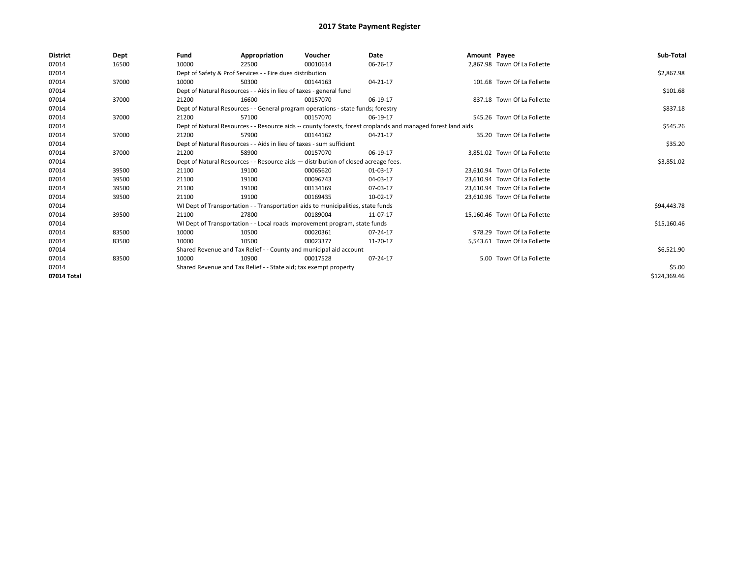# 2017 State Payment Register

| District | Dept | Fund | Appropriation | Voucher | Date | Amount | Payee | Sub-Total |
|---|---|---|---|---|---|---|---|---|
| 07014 | 16500 | 10000 | 22500 | 00010614 | 06-26-17 | 2,867.98 | Town Of La Follette | |
| 07014 | | Dept of Safety & Prof Services - - Fire dues distribution | | | | | | $2,867.98 |
| 07014 | 37000 | 10000 | 50300 | 00144163 | 04-21-17 | 101.68 | Town Of La Follette | |
| 07014 | | Dept of Natural Resources - - Aids in lieu of taxes - general fund | | | | | | $101.68 |
| 07014 | 37000 | 21200 | 16600 | 00157070 | 06-19-17 | 837.18 | Town Of La Follette | |
| 07014 | | Dept of Natural Resources - - General program operations - state funds; forestry | | | | | | $837.18 |
| 07014 | 37000 | 21200 | 57100 | 00157070 | 06-19-17 | 545.26 | Town Of La Follette | |
| 07014 | | Dept of Natural Resources - - Resource aids -- county forests, forest croplands and managed forest land aids | | | | | | $545.26 |
| 07014 | 37000 | 21200 | 57900 | 00144162 | 04-21-17 | 35.20 | Town Of La Follette | |
| 07014 | | Dept of Natural Resources - - Aids in lieu of taxes - sum sufficient | | | | | | $35.20 |
| 07014 | 37000 | 21200 | 58900 | 00157070 | 06-19-17 | 3,851.02 | Town Of La Follette | |
| 07014 | | Dept of Natural Resources - - Resource aids — distribution of closed acreage fees. | | | | | | $3,851.02 |
| 07014 | 39500 | 21100 | 19100 | 00065620 | 01-03-17 | 23,610.94 | Town Of La Follette | |
| 07014 | 39500 | 21100 | 19100 | 00096743 | 04-03-17 | 23,610.94 | Town Of La Follette | |
| 07014 | 39500 | 21100 | 19100 | 00134169 | 07-03-17 | 23,610.94 | Town Of La Follette | |
| 07014 | 39500 | 21100 | 19100 | 00169435 | 10-02-17 | 23,610.96 | Town Of La Follette | |
| 07014 | | WI Dept of Transportation - - Transportation aids to municipalities, state funds | | | | | | $94,443.78 |
| 07014 | 39500 | 21100 | 27800 | 00189004 | 11-07-17 | 15,160.46 | Town Of La Follette | |
| 07014 | | WI Dept of Transportation - - Local roads improvement program, state funds | | | | | | $15,160.46 |
| 07014 | 83500 | 10000 | 10500 | 00020361 | 07-24-17 | 978.29 | Town Of La Follette | |
| 07014 | 83500 | 10000 | 10500 | 00023377 | 11-20-17 | 5,543.61 | Town Of La Follette | |
| 07014 | | Shared Revenue and Tax Relief - - County and municipal aid account | | | | | | $6,521.90 |
| 07014 | 83500 | 10000 | 10900 | 00017528 | 07-24-17 | 5.00 | Town Of La Follette | |
| 07014 | | Shared Revenue and Tax Relief - - State aid; tax exempt property | | | | | | $5.00 |
| 07014 Total | | | | | | | | $124,369.46 |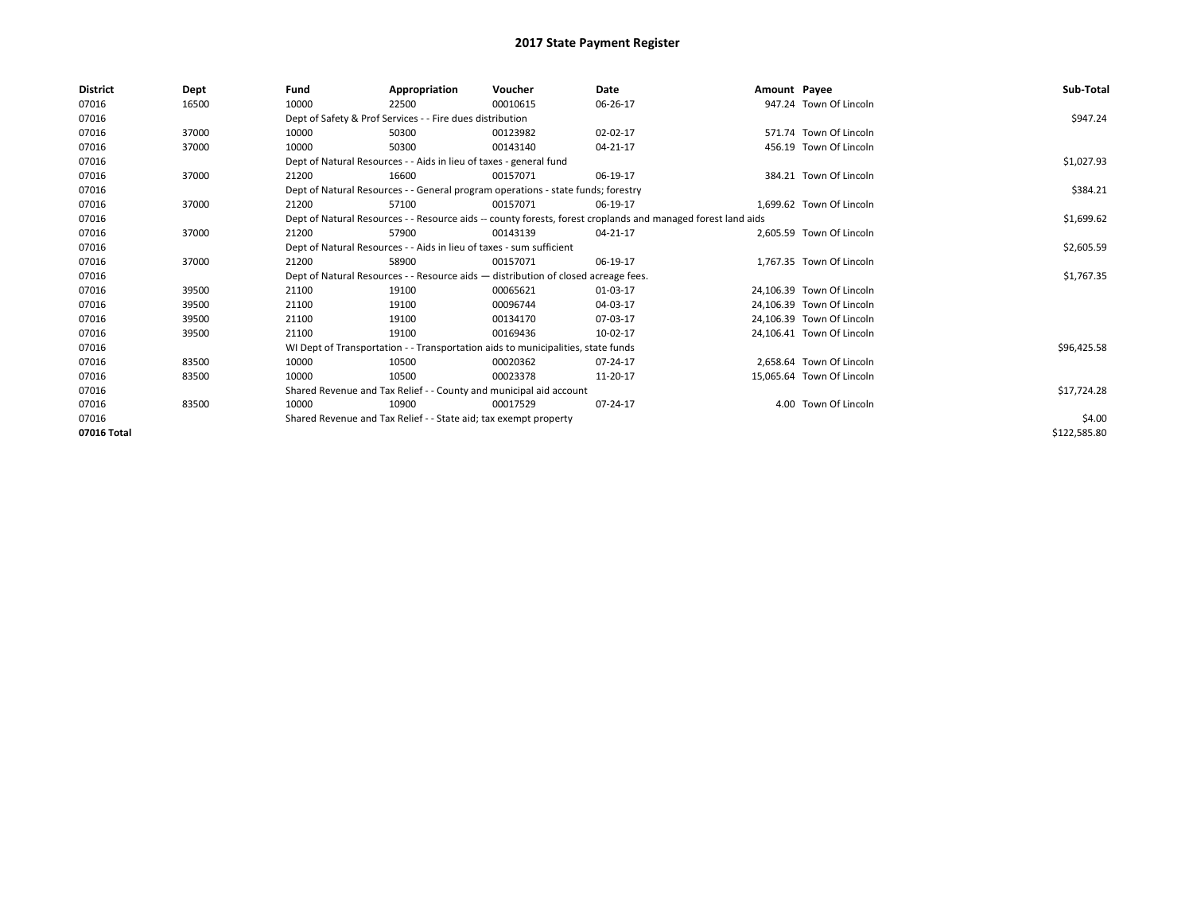# 2017 State Payment Register

| District | Dept | Fund | Appropriation | Voucher | Date | Amount | Payee | Sub-Total |
|---|---|---|---|---|---|---|---|---|
| 07016 | 16500 | 10000 | 22500 | 00010615 | 06-26-17 | 947.24 | Town Of Lincoln | |
| 07016 | | Dept of Safety & Prof Services - - Fire dues distribution | | | | | | $947.24 |
| 07016 | 37000 | 10000 | 50300 | 00123982 | 02-02-17 | 571.74 | Town Of Lincoln | |
| 07016 | 37000 | 10000 | 50300 | 00143140 | 04-21-17 | 456.19 | Town Of Lincoln | |
| 07016 | | Dept of Natural Resources - - Aids in lieu of taxes - general fund | | | | | | $1,027.93 |
| 07016 | 37000 | 21200 | 16600 | 00157071 | 06-19-17 | 384.21 | Town Of Lincoln | |
| 07016 | | Dept of Natural Resources - - General program operations - state funds; forestry | | | | | | $384.21 |
| 07016 | 37000 | 21200 | 57100 | 00157071 | 06-19-17 | 1,699.62 | Town Of Lincoln | |
| 07016 | | Dept of Natural Resources - - Resource aids -- county forests, forest croplands and managed forest land aids | | | | | | $1,699.62 |
| 07016 | 37000 | 21200 | 57900 | 00143139 | 04-21-17 | 2,605.59 | Town Of Lincoln | |
| 07016 | | Dept of Natural Resources - - Aids in lieu of taxes - sum sufficient | | | | | | $2,605.59 |
| 07016 | 37000 | 21200 | 58900 | 00157071 | 06-19-17 | 1,767.35 | Town Of Lincoln | |
| 07016 | | Dept of Natural Resources - - Resource aids — distribution of closed acreage fees. | | | | | | $1,767.35 |
| 07016 | 39500 | 21100 | 19100 | 00065621 | 01-03-17 | 24,106.39 | Town Of Lincoln | |
| 07016 | 39500 | 21100 | 19100 | 00096744 | 04-03-17 | 24,106.39 | Town Of Lincoln | |
| 07016 | 39500 | 21100 | 19100 | 00134170 | 07-03-17 | 24,106.39 | Town Of Lincoln | |
| 07016 | 39500 | 21100 | 19100 | 00169436 | 10-02-17 | 24,106.41 | Town Of Lincoln | |
| 07016 | | WI Dept of Transportation - - Transportation aids to municipalities, state funds | | | | | | $96,425.58 |
| 07016 | 83500 | 10000 | 10500 | 00020362 | 07-24-17 | 2,658.64 | Town Of Lincoln | |
| 07016 | 83500 | 10000 | 10500 | 00023378 | 11-20-17 | 15,065.64 | Town Of Lincoln | |
| 07016 | | Shared Revenue and Tax Relief - - County and municipal aid account | | | | | | $17,724.28 |
| 07016 | 83500 | 10000 | 10900 | 00017529 | 07-24-17 | 4.00 | Town Of Lincoln | |
| 07016 | | Shared Revenue and Tax Relief - - State aid; tax exempt property | | | | | | $4.00 |
| 07016 Total | | | | | | | | $122,585.80 |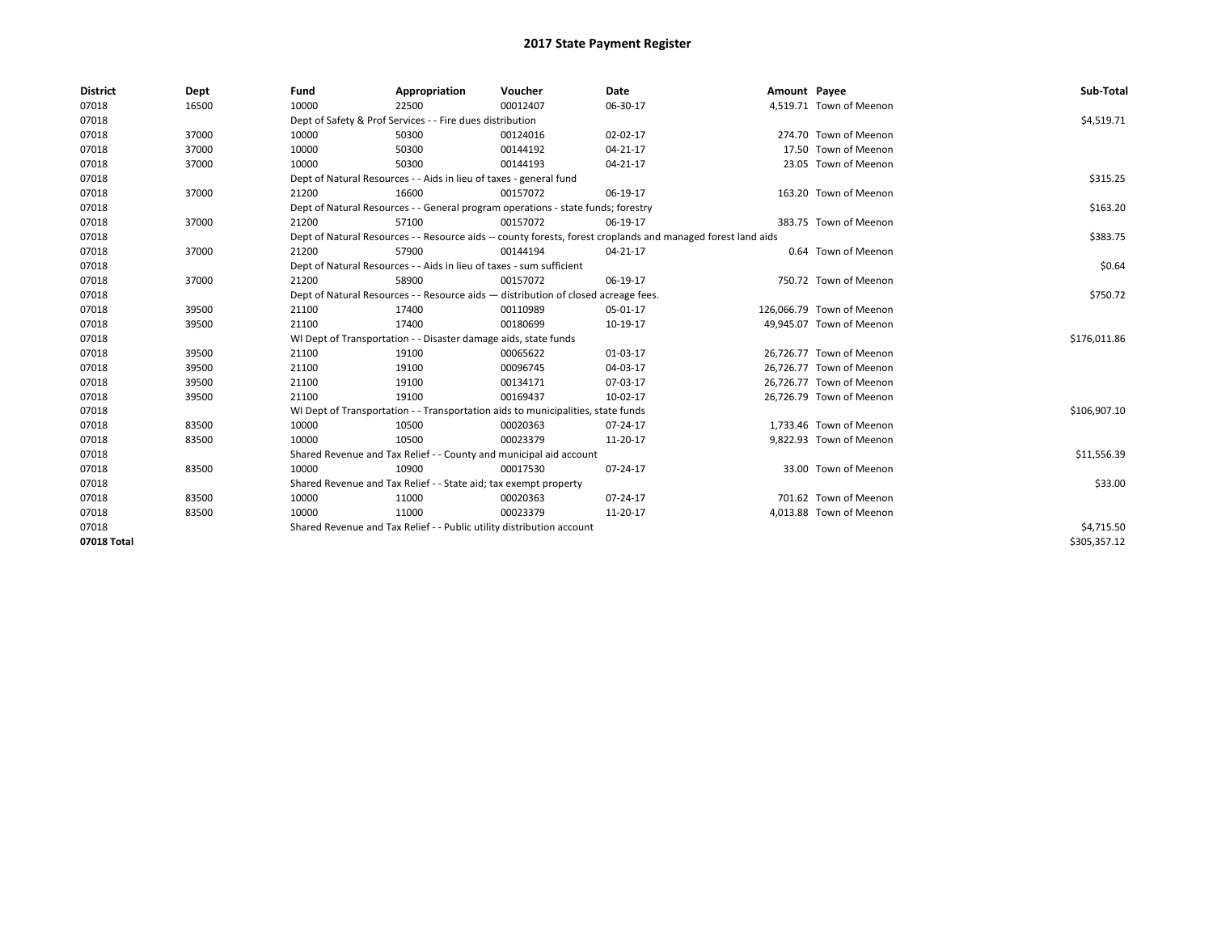# 2017 State Payment Register

| District | Dept | Fund | Appropriation | Voucher | Date | Amount | Payee | Sub-Total |
|---|---|---|---|---|---|---|---|---|
| 07018 | 16500 | 10000 | 22500 | 00012407 | 06-30-17 | 4,519.71 | Town of Meenon | |
| 07018 | | Dept of Safety & Prof Services - - Fire dues distribution | | | | | | $4,519.71 |
| 07018 | 37000 | 10000 | 50300 | 00124016 | 02-02-17 | 274.70 | Town of Meenon | |
| 07018 | 37000 | 10000 | 50300 | 00144192 | 04-21-17 | 17.50 | Town of Meenon | |
| 07018 | 37000 | 10000 | 50300 | 00144193 | 04-21-17 | 23.05 | Town of Meenon | |
| 07018 | | Dept of Natural Resources - - Aids in lieu of taxes - general fund | | | | | | $315.25 |
| 07018 | 37000 | 21200 | 16600 | 00157072 | 06-19-17 | 163.20 | Town of Meenon | |
| 07018 | | Dept of Natural Resources - - General program operations - state funds; forestry | | | | | | $163.20 |
| 07018 | 37000 | 21200 | 57100 | 00157072 | 06-19-17 | 383.75 | Town of Meenon | |
| 07018 | | Dept of Natural Resources - - Resource aids -- county forests, forest croplands and managed forest land aids | | | | | | $383.75 |
| 07018 | 37000 | 21200 | 57900 | 00144194 | 04-21-17 | 0.64 | Town of Meenon | |
| 07018 | | Dept of Natural Resources - - Aids in lieu of taxes - sum sufficient | | | | | | $0.64 |
| 07018 | 37000 | 21200 | 58900 | 00157072 | 06-19-17 | 750.72 | Town of Meenon | |
| 07018 | | Dept of Natural Resources - - Resource aids — distribution of closed acreage fees. | | | | | | $750.72 |
| 07018 | 39500 | 21100 | 17400 | 00110989 | 05-01-17 | 126,066.79 | Town of Meenon | |
| 07018 | 39500 | 21100 | 17400 | 00180699 | 10-19-17 | 49,945.07 | Town of Meenon | |
| 07018 | | WI Dept of Transportation - - Disaster damage aids, state funds | | | | | | $176,011.86 |
| 07018 | 39500 | 21100 | 19100 | 00065622 | 01-03-17 | 26,726.77 | Town of Meenon | |
| 07018 | 39500 | 21100 | 19100 | 00096745 | 04-03-17 | 26,726.77 | Town of Meenon | |
| 07018 | 39500 | 21100 | 19100 | 00134171 | 07-03-17 | 26,726.77 | Town of Meenon | |
| 07018 | 39500 | 21100 | 19100 | 00169437 | 10-02-17 | 26,726.79 | Town of Meenon | |
| 07018 | | WI Dept of Transportation - - Transportation aids to municipalities, state funds | | | | | | $106,907.10 |
| 07018 | 83500 | 10000 | 10500 | 00020363 | 07-24-17 | 1,733.46 | Town of Meenon | |
| 07018 | 83500 | 10000 | 10500 | 00023379 | 11-20-17 | 9,822.93 | Town of Meenon | |
| 07018 | | Shared Revenue and Tax Relief - - County and municipal aid account | | | | | | $11,556.39 |
| 07018 | 83500 | 10000 | 10900 | 00017530 | 07-24-17 | 33.00 | Town of Meenon | |
| 07018 | | Shared Revenue and Tax Relief - - State aid; tax exempt property | | | | | | $33.00 |
| 07018 | 83500 | 10000 | 11000 | 00020363 | 07-24-17 | 701.62 | Town of Meenon | |
| 07018 | 83500 | 10000 | 11000 | 00023379 | 11-20-17 | 4,013.88 | Town of Meenon | |
| 07018 | | Shared Revenue and Tax Relief - - Public utility distribution account | | | | | | $4,715.50 |
| **07018 Total** | | | | | | | | $305,357.12 |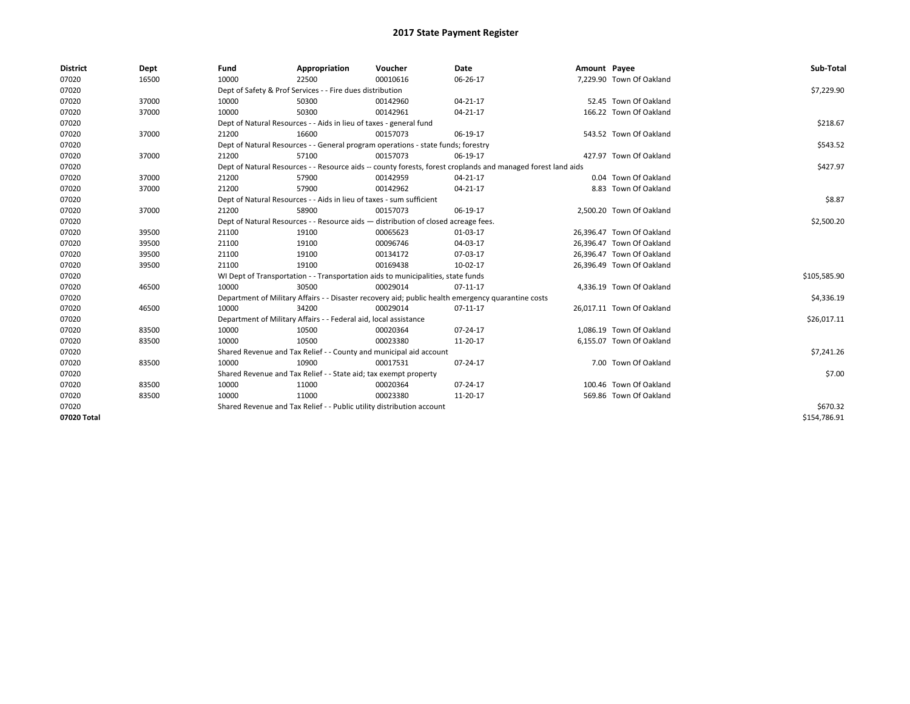# 2017 State Payment Register

| District | Dept | Fund | Appropriation | Voucher | Date | Amount | Payee | Sub-Total |
|---|---|---|---|---|---|---|---|---|
| 07020 | 16500 | 10000 | 22500 | 00010616 | 06-26-17 | 7,229.90 | Town Of Oakland | |
| 07020 | | Dept of Safety & Prof Services - - Fire dues distribution | | | | | | $7,229.90 |
| 07020 | 37000 | 10000 | 50300 | 00142960 | 04-21-17 | 52.45 | Town Of Oakland | |
| 07020 | 37000 | 10000 | 50300 | 00142961 | 04-21-17 | 166.22 | Town Of Oakland | |
| 07020 | | Dept of Natural Resources - - Aids in lieu of taxes - general fund | | | | | | $218.67 |
| 07020 | 37000 | 21200 | 16600 | 00157073 | 06-19-17 | 543.52 | Town Of Oakland | |
| 07020 | | Dept of Natural Resources - - General program operations - state funds; forestry | | | | | | $543.52 |
| 07020 | 37000 | 21200 | 57100 | 00157073 | 06-19-17 | 427.97 | Town Of Oakland | |
| 07020 | | Dept of Natural Resources - - Resource aids -- county forests, forest croplands and managed forest land aids | | | | | | $427.97 |
| 07020 | 37000 | 21200 | 57900 | 00142959 | 04-21-17 | 0.04 | Town Of Oakland | |
| 07020 | 37000 | 21200 | 57900 | 00142962 | 04-21-17 | 8.83 | Town Of Oakland | |
| 07020 | | Dept of Natural Resources - - Aids in lieu of taxes - sum sufficient | | | | | | $8.87 |
| 07020 | 37000 | 21200 | 58900 | 00157073 | 06-19-17 | 2,500.20 | Town Of Oakland | |
| 07020 | | Dept of Natural Resources - - Resource aids — distribution of closed acreage fees. | | | | | | $2,500.20 |
| 07020 | 39500 | 21100 | 19100 | 00065623 | 01-03-17 | 26,396.47 | Town Of Oakland | |
| 07020 | 39500 | 21100 | 19100 | 00096746 | 04-03-17 | 26,396.47 | Town Of Oakland | |
| 07020 | 39500 | 21100 | 19100 | 00134172 | 07-03-17 | 26,396.47 | Town Of Oakland | |
| 07020 | 39500 | 21100 | 19100 | 00169438 | 10-02-17 | 26,396.49 | Town Of Oakland | |
| 07020 | | WI Dept of Transportation - - Transportation aids to municipalities, state funds | | | | | | $105,585.90 |
| 07020 | 46500 | 10000 | 30500 | 00029014 | 07-11-17 | 4,336.19 | Town Of Oakland | |
| 07020 | | Department of Military Affairs - - Disaster recovery aid; public health emergency quarantine costs | | | | | | $4,336.19 |
| 07020 | 46500 | 10000 | 34200 | 00029014 | 07-11-17 | 26,017.11 | Town Of Oakland | |
| 07020 | | Department of Military Affairs - - Federal aid, local assistance | | | | | | $26,017.11 |
| 07020 | 83500 | 10000 | 10500 | 00020364 | 07-24-17 | 1,086.19 | Town Of Oakland | |
| 07020 | 83500 | 10000 | 10500 | 00023380 | 11-20-17 | 6,155.07 | Town Of Oakland | |
| 07020 | | Shared Revenue and Tax Relief - - County and municipal aid account | | | | | | $7,241.26 |
| 07020 | 83500 | 10000 | 10900 | 00017531 | 07-24-17 | 7.00 | Town Of Oakland | |
| 07020 | | Shared Revenue and Tax Relief - - State aid; tax exempt property | | | | | | $7.00 |
| 07020 | 83500 | 10000 | 11000 | 00020364 | 07-24-17 | 100.46 | Town Of Oakland | |
| 07020 | 83500 | 10000 | 11000 | 00023380 | 11-20-17 | 569.86 | Town Of Oakland | |
| 07020 | | Shared Revenue and Tax Relief - - Public utility distribution account | | | | | | $670.32 |
| 07020 Total | | | | | | | | $154,786.91 |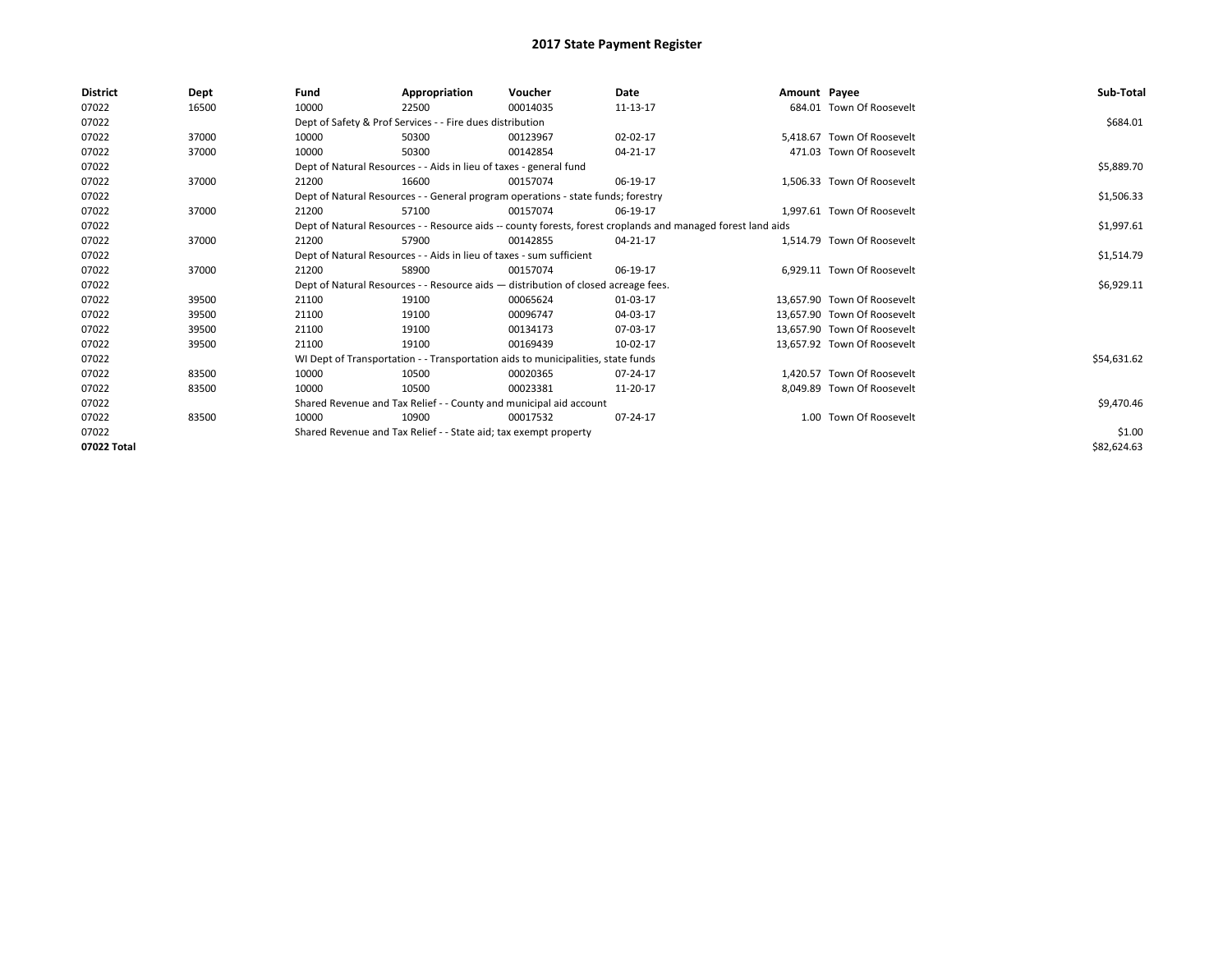# 2017 State Payment Register

| District | Dept | Fund | Appropriation | Voucher | Date | Amount | Payee | Sub-Total |
|---|---|---|---|---|---|---|---|---|
| 07022 | 16500 | 10000 | 22500 | 00014035 | 11-13-17 | 684.01 | Town Of Roosevelt | |
| 07022 | | Dept of Safety & Prof Services - - Fire dues distribution | | | | | | $684.01 |
| 07022 | 37000 | 10000 | 50300 | 00123967 | 02-02-17 | 5,418.67 | Town Of Roosevelt | |
| 07022 | 37000 | 10000 | 50300 | 00142854 | 04-21-17 | 471.03 | Town Of Roosevelt | |
| 07022 | | Dept of Natural Resources - - Aids in lieu of taxes - general fund | | | | | | $5,889.70 |
| 07022 | 37000 | 21200 | 16600 | 00157074 | 06-19-17 | 1,506.33 | Town Of Roosevelt | |
| 07022 | | Dept of Natural Resources - - General program operations - state funds; forestry | | | | | | $1,506.33 |
| 07022 | 37000 | 21200 | 57100 | 00157074 | 06-19-17 | 1,997.61 | Town Of Roosevelt | |
| 07022 | | Dept of Natural Resources - - Resource aids -- county forests, forest croplands and managed forest land aids | | | | | | $1,997.61 |
| 07022 | 37000 | 21200 | 57900 | 00142855 | 04-21-17 | 1,514.79 | Town Of Roosevelt | |
| 07022 | | Dept of Natural Resources - - Aids in lieu of taxes - sum sufficient | | | | | | $1,514.79 |
| 07022 | 37000 | 21200 | 58900 | 00157074 | 06-19-17 | 6,929.11 | Town Of Roosevelt | |
| 07022 | | Dept of Natural Resources - - Resource aids — distribution of closed acreage fees. | | | | | | $6,929.11 |
| 07022 | 39500 | 21100 | 19100 | 00065624 | 01-03-17 | 13,657.90 | Town Of Roosevelt | |
| 07022 | 39500 | 21100 | 19100 | 00096747 | 04-03-17 | 13,657.90 | Town Of Roosevelt | |
| 07022 | 39500 | 21100 | 19100 | 00134173 | 07-03-17 | 13,657.90 | Town Of Roosevelt | |
| 07022 | 39500 | 21100 | 19100 | 00169439 | 10-02-17 | 13,657.92 | Town Of Roosevelt | |
| 07022 | | WI Dept of Transportation - - Transportation aids to municipalities, state funds | | | | | | $54,631.62 |
| 07022 | 83500 | 10000 | 10500 | 00020365 | 07-24-17 | 1,420.57 | Town Of Roosevelt | |
| 07022 | 83500 | 10000 | 10500 | 00023381 | 11-20-17 | 8,049.89 | Town Of Roosevelt | |
| 07022 | | Shared Revenue and Tax Relief - - County and municipal aid account | | | | | | $9,470.46 |
| 07022 | 83500 | 10000 | 10900 | 00017532 | 07-24-17 | 1.00 | Town Of Roosevelt | |
| 07022 | | Shared Revenue and Tax Relief - - State aid; tax exempt property | | | | | | $1.00 |
| 07022 Total | | | | | | | | $82,624.63 |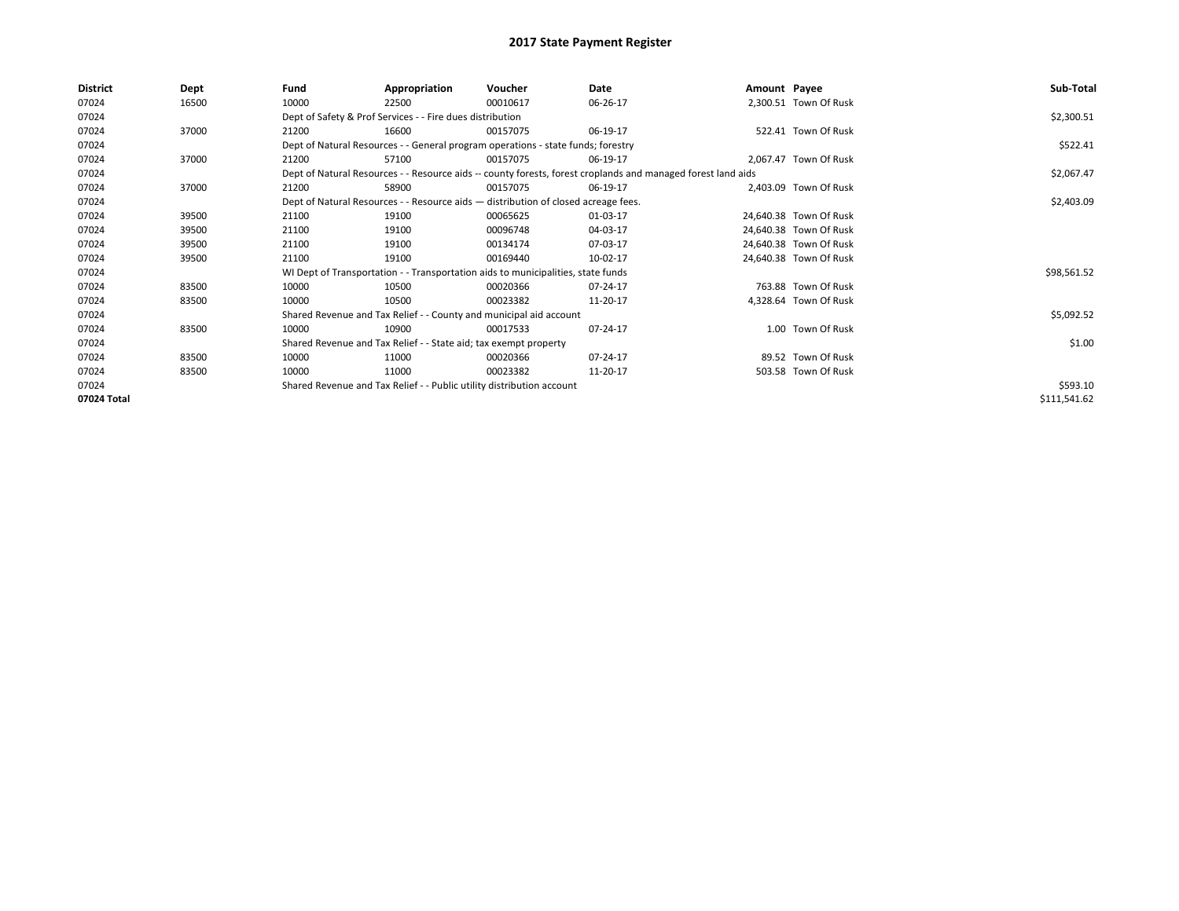# 2017 State Payment Register

| District | Dept | Fund | Appropriation | Voucher | Date | Amount | Payee | Sub-Total |
|---|---|---|---|---|---|---|---|---|
| 07024 | 16500 | 10000 | 22500 | 00010617 | 06-26-17 | 2,300.51 | Town Of Rusk | |
| 07024 | | Dept of Safety & Prof Services - - Fire dues distribution | | | | | | $2,300.51 |
| 07024 | 37000 | 21200 | 16600 | 00157075 | 06-19-17 | 522.41 | Town Of Rusk | |
| 07024 | | Dept of Natural Resources - - General program operations - state funds; forestry | | | | | | $522.41 |
| 07024 | 37000 | 21200 | 57100 | 00157075 | 06-19-17 | 2,067.47 | Town Of Rusk | |
| 07024 | | Dept of Natural Resources - - Resource aids -- county forests, forest croplands and managed forest land aids | | | | | | $2,067.47 |
| 07024 | 37000 | 21200 | 58900 | 00157075 | 06-19-17 | 2,403.09 | Town Of Rusk | |
| 07024 | | Dept of Natural Resources - - Resource aids — distribution of closed acreage fees. | | | | | | $2,403.09 |
| 07024 | 39500 | 21100 | 19100 | 00065625 | 01-03-17 | 24,640.38 | Town Of Rusk | |
| 07024 | 39500 | 21100 | 19100 | 00096748 | 04-03-17 | 24,640.38 | Town Of Rusk | |
| 07024 | 39500 | 21100 | 19100 | 00134174 | 07-03-17 | 24,640.38 | Town Of Rusk | |
| 07024 | 39500 | 21100 | 19100 | 00169440 | 10-02-17 | 24,640.38 | Town Of Rusk | |
| 07024 | | WI Dept of Transportation - - Transportation aids to municipalities, state funds | | | | | | $98,561.52 |
| 07024 | 83500 | 10000 | 10500 | 00020366 | 07-24-17 | 763.88 | Town Of Rusk | |
| 07024 | 83500 | 10000 | 10500 | 00023382 | 11-20-17 | 4,328.64 | Town Of Rusk | |
| 07024 | | Shared Revenue and Tax Relief - - County and municipal aid account | | | | | | $5,092.52 |
| 07024 | 83500 | 10000 | 10900 | 00017533 | 07-24-17 | 1.00 | Town Of Rusk | |
| 07024 | | Shared Revenue and Tax Relief - - State aid; tax exempt property | | | | | | $1.00 |
| 07024 | 83500 | 10000 | 11000 | 00020366 | 07-24-17 | 89.52 | Town Of Rusk | |
| 07024 | 83500 | 10000 | 11000 | 00023382 | 11-20-17 | 503.58 | Town Of Rusk | |
| 07024 | | Shared Revenue and Tax Relief - - Public utility distribution account | | | | | | $593.10 |
| 07024 Total | | | | | | | | $111,541.62 |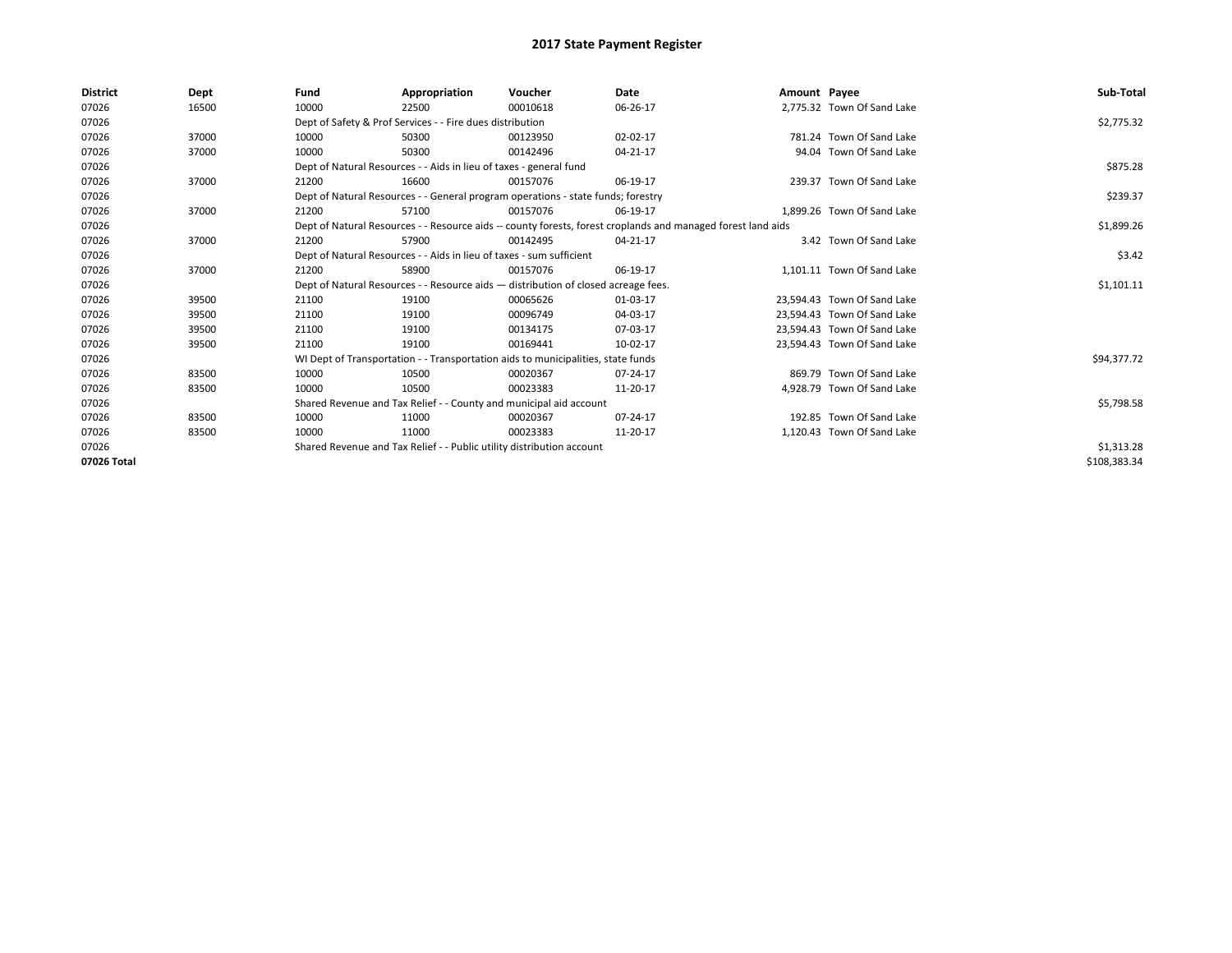# 2017 State Payment Register

| District | Dept | Fund | Appropriation | Voucher | Date | Amount | Payee | Sub-Total |
|---|---|---|---|---|---|---|---|---|
| 07026 | 16500 | 10000 | 22500 | 00010618 | 06-26-17 | 2,775.32 | Town Of Sand Lake | |
| 07026 | | Dept of Safety & Prof Services - - Fire dues distribution | | | | | | $2,775.32 |
| 07026 | 37000 | 10000 | 50300 | 00123950 | 02-02-17 | 781.24 | Town Of Sand Lake | |
| 07026 | 37000 | 10000 | 50300 | 00142496 | 04-21-17 | 94.04 | Town Of Sand Lake | |
| 07026 | | Dept of Natural Resources - - Aids in lieu of taxes - general fund | | | | | | $875.28 |
| 07026 | 37000 | 21200 | 16600 | 00157076 | 06-19-17 | 239.37 | Town Of Sand Lake | |
| 07026 | | Dept of Natural Resources - - General program operations - state funds; forestry | | | | | | $239.37 |
| 07026 | 37000 | 21200 | 57100 | 00157076 | 06-19-17 | 1,899.26 | Town Of Sand Lake | |
| 07026 | | Dept of Natural Resources - - Resource aids -- county forests, forest croplands and managed forest land aids | | | | | | $1,899.26 |
| 07026 | 37000 | 21200 | 57900 | 00142495 | 04-21-17 | 3.42 | Town Of Sand Lake | |
| 07026 | | Dept of Natural Resources - - Aids in lieu of taxes - sum sufficient | | | | | | $3.42 |
| 07026 | 37000 | 21200 | 58900 | 00157076 | 06-19-17 | 1,101.11 | Town Of Sand Lake | |
| 07026 | | Dept of Natural Resources - - Resource aids — distribution of closed acreage fees. | | | | | | $1,101.11 |
| 07026 | 39500 | 21100 | 19100 | 00065626 | 01-03-17 | 23,594.43 | Town Of Sand Lake | |
| 07026 | 39500 | 21100 | 19100 | 00096749 | 04-03-17 | 23,594.43 | Town Of Sand Lake | |
| 07026 | 39500 | 21100 | 19100 | 00134175 | 07-03-17 | 23,594.43 | Town Of Sand Lake | |
| 07026 | 39500 | 21100 | 19100 | 00169441 | 10-02-17 | 23,594.43 | Town Of Sand Lake | |
| 07026 | | WI Dept of Transportation - - Transportation aids to municipalities, state funds | | | | | | $94,377.72 |
| 07026 | 83500 | 10000 | 10500 | 00020367 | 07-24-17 | 869.79 | Town Of Sand Lake | |
| 07026 | 83500 | 10000 | 10500 | 00023383 | 11-20-17 | 4,928.79 | Town Of Sand Lake | |
| 07026 | | Shared Revenue and Tax Relief - - County and municipal aid account | | | | | | $5,798.58 |
| 07026 | 83500 | 10000 | 11000 | 00020367 | 07-24-17 | 192.85 | Town Of Sand Lake | |
| 07026 | 83500 | 10000 | 11000 | 00023383 | 11-20-17 | 1,120.43 | Town Of Sand Lake | |
| 07026 | | Shared Revenue and Tax Relief - - Public utility distribution account | | | | | | $1,313.28 |
| 07026 Total | | | | | | | | $108,383.34 |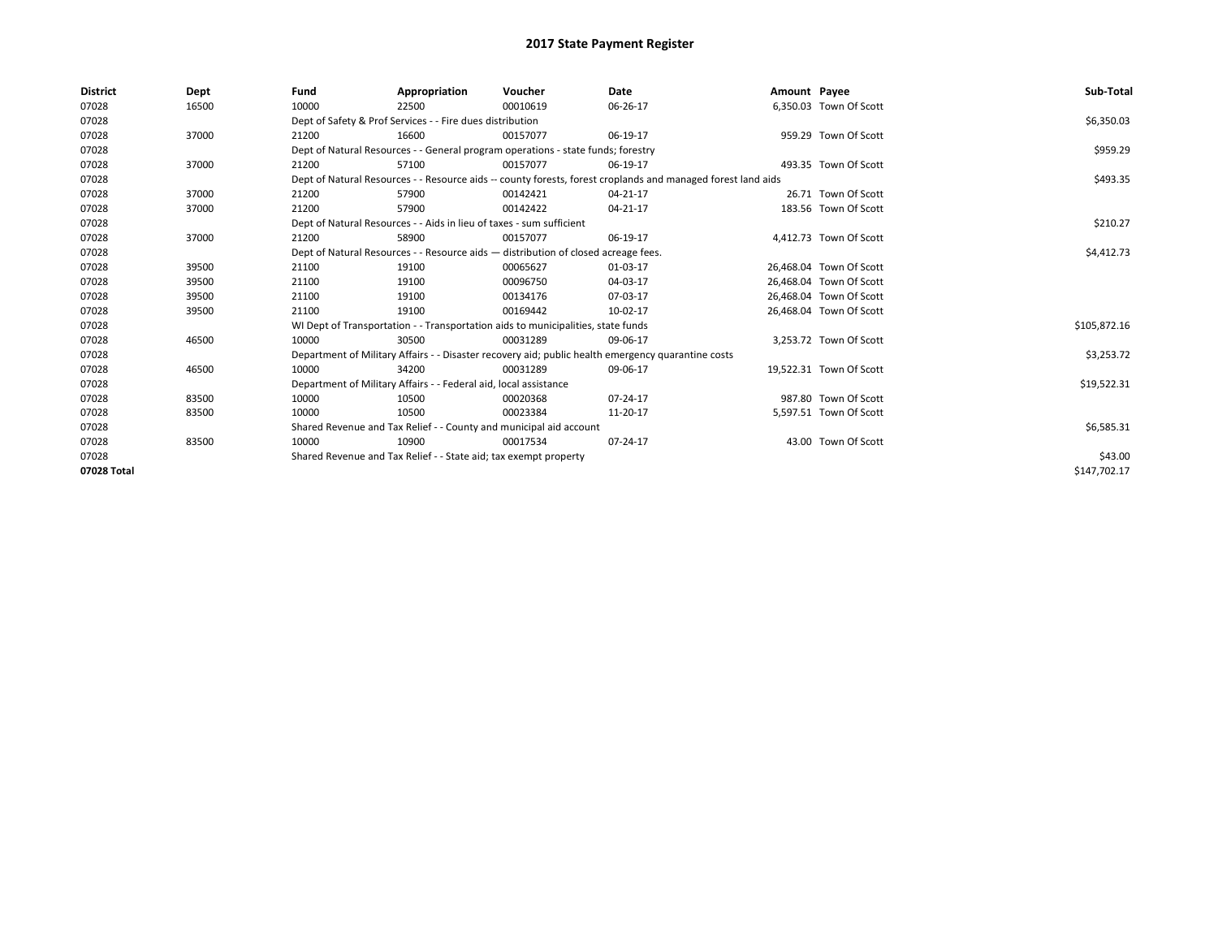# 2017 State Payment Register

| District | Dept | Fund | Appropriation | Voucher | Date | Amount | Payee | Sub-Total |
|---|---|---|---|---|---|---|---|---|
| 07028 | 16500 | 10000 | 22500 | 00010619 | 06-26-17 | 6,350.03 | Town Of Scott | |
| 07028 | | Dept of Safety & Prof Services - - Fire dues distribution | | | | | | $6,350.03 |
| 07028 | 37000 | 21200 | 16600 | 00157077 | 06-19-17 | 959.29 | Town Of Scott | |
| 07028 | | Dept of Natural Resources - - General program operations - state funds; forestry | | | | | | $959.29 |
| 07028 | 37000 | 21200 | 57100 | 00157077 | 06-19-17 | 493.35 | Town Of Scott | |
| 07028 | | Dept of Natural Resources - - Resource aids -- county forests, forest croplands and managed forest land aids | | | | | | $493.35 |
| 07028 | 37000 | 21200 | 57900 | 00142421 | 04-21-17 | 26.71 | Town Of Scott | |
| 07028 | 37000 | 21200 | 57900 | 00142422 | 04-21-17 | 183.56 | Town Of Scott | |
| 07028 | | Dept of Natural Resources - - Aids in lieu of taxes - sum sufficient | | | | | | $210.27 |
| 07028 | 37000 | 21200 | 58900 | 00157077 | 06-19-17 | 4,412.73 | Town Of Scott | |
| 07028 | | Dept of Natural Resources - - Resource aids — distribution of closed acreage fees. | | | | | | $4,412.73 |
| 07028 | 39500 | 21100 | 19100 | 00065627 | 01-03-17 | 26,468.04 | Town Of Scott | |
| 07028 | 39500 | 21100 | 19100 | 00096750 | 04-03-17 | 26,468.04 | Town Of Scott | |
| 07028 | 39500 | 21100 | 19100 | 00134176 | 07-03-17 | 26,468.04 | Town Of Scott | |
| 07028 | 39500 | 21100 | 19100 | 00169442 | 10-02-17 | 26,468.04 | Town Of Scott | |
| 07028 | | WI Dept of Transportation - - Transportation aids to municipalities, state funds | | | | | | $105,872.16 |
| 07028 | 46500 | 10000 | 30500 | 00031289 | 09-06-17 | 3,253.72 | Town Of Scott | |
| 07028 | | Department of Military Affairs - - Disaster recovery aid; public health emergency quarantine costs | | | | | | $3,253.72 |
| 07028 | 46500 | 10000 | 34200 | 00031289 | 09-06-17 | 19,522.31 | Town Of Scott | |
| 07028 | | Department of Military Affairs - - Federal aid, local assistance | | | | | | $19,522.31 |
| 07028 | 83500 | 10000 | 10500 | 00020368 | 07-24-17 | 987.80 | Town Of Scott | |
| 07028 | 83500 | 10000 | 10500 | 00023384 | 11-20-17 | 5,597.51 | Town Of Scott | |
| 07028 | | Shared Revenue and Tax Relief - - County and municipal aid account | | | | | | $6,585.31 |
| 07028 | 83500 | 10000 | 10900 | 00017534 | 07-24-17 | 43.00 | Town Of Scott | |
| 07028 | | Shared Revenue and Tax Relief - - State aid; tax exempt property | | | | | | $43.00 |
| 07028 Total | | | | | | | | $147,702.17 |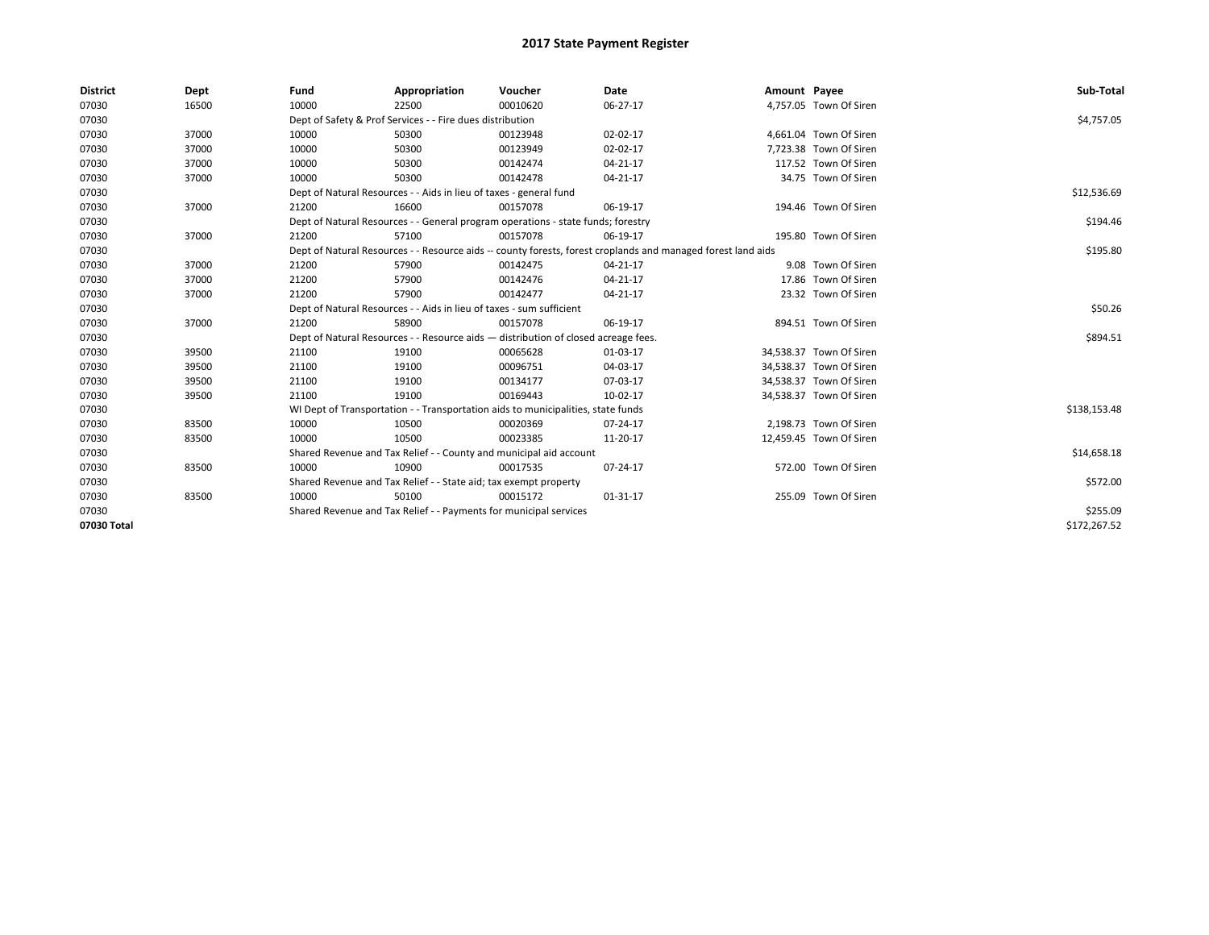# 2017 State Payment Register

| District | Dept | Fund | Appropriation | Voucher | Date | Amount | Payee | Sub-Total |
|---|---|---|---|---|---|---|---|---|
| 07030 | 16500 | 10000 | 22500 | 00010620 | 06-27-17 | 4,757.05 | Town Of Siren | |
| 07030 | | Dept of Safety & Prof Services - - Fire dues distribution | | | | | | $4,757.05 |
| 07030 | 37000 | 10000 | 50300 | 00123948 | 02-02-17 | 4,661.04 | Town Of Siren | |
| 07030 | 37000 | 10000 | 50300 | 00123949 | 02-02-17 | 7,723.38 | Town Of Siren | |
| 07030 | 37000 | 10000 | 50300 | 00142474 | 04-21-17 | 117.52 | Town Of Siren | |
| 07030 | 37000 | 10000 | 50300 | 00142478 | 04-21-17 | 34.75 | Town Of Siren | |
| 07030 | | Dept of Natural Resources - - Aids in lieu of taxes - general fund | | | | | | $12,536.69 |
| 07030 | 37000 | 21200 | 16600 | 00157078 | 06-19-17 | 194.46 | Town Of Siren | |
| 07030 | | Dept of Natural Resources - - General program operations - state funds; forestry | | | | | | $194.46 |
| 07030 | 37000 | 21200 | 57100 | 00157078 | 06-19-17 | 195.80 | Town Of Siren | |
| 07030 | | Dept of Natural Resources - - Resource aids -- county forests, forest croplands and managed forest land aids | | | | | | $195.80 |
| 07030 | 37000 | 21200 | 57900 | 00142475 | 04-21-17 | 9.08 | Town Of Siren | |
| 07030 | 37000 | 21200 | 57900 | 00142476 | 04-21-17 | 17.86 | Town Of Siren | |
| 07030 | 37000 | 21200 | 57900 | 00142477 | 04-21-17 | 23.32 | Town Of Siren | |
| 07030 | | Dept of Natural Resources - - Aids in lieu of taxes - sum sufficient | | | | | | $50.26 |
| 07030 | 37000 | 21200 | 58900 | 00157078 | 06-19-17 | 894.51 | Town Of Siren | |
| 07030 | | Dept of Natural Resources - - Resource aids — distribution of closed acreage fees. | | | | | | $894.51 |
| 07030 | 39500 | 21100 | 19100 | 00065628 | 01-03-17 | 34,538.37 | Town Of Siren | |
| 07030 | 39500 | 21100 | 19100 | 00096751 | 04-03-17 | 34,538.37 | Town Of Siren | |
| 07030 | 39500 | 21100 | 19100 | 00134177 | 07-03-17 | 34,538.37 | Town Of Siren | |
| 07030 | 39500 | 21100 | 19100 | 00169443 | 10-02-17 | 34,538.37 | Town Of Siren | |
| 07030 | | WI Dept of Transportation - - Transportation aids to municipalities, state funds | | | | | | $138,153.48 |
| 07030 | 83500 | 10000 | 10500 | 00020369 | 07-24-17 | 2,198.73 | Town Of Siren | |
| 07030 | 83500 | 10000 | 10500 | 00023385 | 11-20-17 | 12,459.45 | Town Of Siren | |
| 07030 | | Shared Revenue and Tax Relief - - County and municipal aid account | | | | | | $14,658.18 |
| 07030 | 83500 | 10000 | 10900 | 00017535 | 07-24-17 | 572.00 | Town Of Siren | |
| 07030 | | Shared Revenue and Tax Relief - - State aid; tax exempt property | | | | | | $572.00 |
| 07030 | 83500 | 10000 | 50100 | 00015172 | 01-31-17 | 255.09 | Town Of Siren | |
| 07030 | | Shared Revenue and Tax Relief - - Payments for municipal services | | | | | | $255.09 |
| 07030 Total | | | | | | | | $172,267.52 |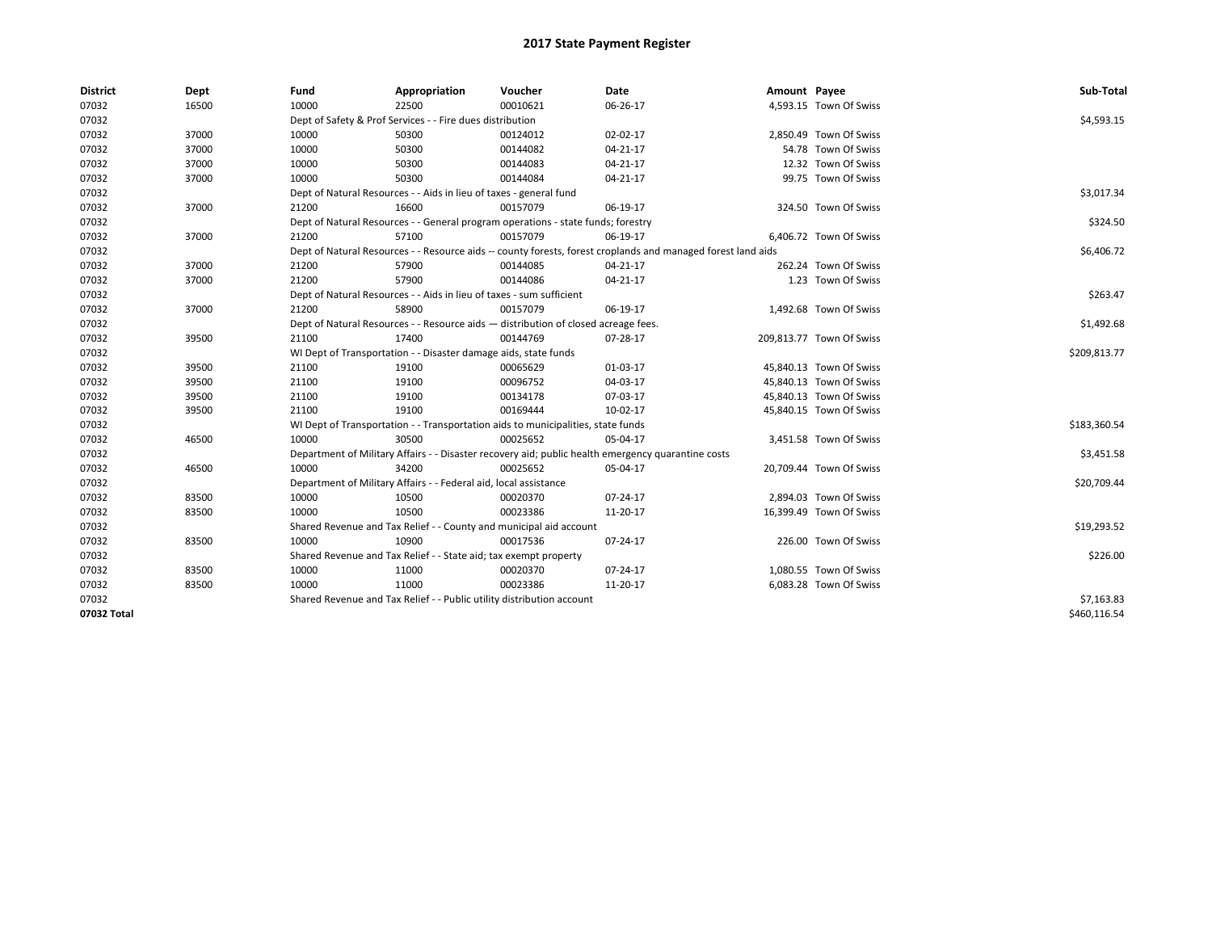# 2017 State Payment Register

| District | Dept | Fund | Appropriation | Voucher | Date | Amount | Payee | Sub-Total |
|---|---|---|---|---|---|---|---|---|
| 07032 | 16500 | 10000 | 22500 | 00010621 | 06-26-17 | 4,593.15 | Town Of Swiss | |
| 07032 | | Dept of Safety & Prof Services - - Fire dues distribution | | | | | | $4,593.15 |
| 07032 | 37000 | 10000 | 50300 | 00124012 | 02-02-17 | 2,850.49 | Town Of Swiss | |
| 07032 | 37000 | 10000 | 50300 | 00144082 | 04-21-17 | 54.78 | Town Of Swiss | |
| 07032 | 37000 | 10000 | 50300 | 00144083 | 04-21-17 | 12.32 | Town Of Swiss | |
| 07032 | 37000 | 10000 | 50300 | 00144084 | 04-21-17 | 99.75 | Town Of Swiss | |
| 07032 | | Dept of Natural Resources - - Aids in lieu of taxes - general fund | | | | | | $3,017.34 |
| 07032 | 37000 | 21200 | 16600 | 00157079 | 06-19-17 | 324.50 | Town Of Swiss | |
| 07032 | | Dept of Natural Resources - - General program operations - state funds; forestry | | | | | | $324.50 |
| 07032 | 37000 | 21200 | 57100 | 00157079 | 06-19-17 | 6,406.72 | Town Of Swiss | |
| 07032 | | Dept of Natural Resources - - Resource aids -- county forests, forest croplands and managed forest land aids | | | | | | $6,406.72 |
| 07032 | 37000 | 21200 | 57900 | 00144085 | 04-21-17 | 262.24 | Town Of Swiss | |
| 07032 | 37000 | 21200 | 57900 | 00144086 | 04-21-17 | 1.23 | Town Of Swiss | |
| 07032 | | Dept of Natural Resources - - Aids in lieu of taxes - sum sufficient | | | | | | $263.47 |
| 07032 | 37000 | 21200 | 58900 | 00157079 | 06-19-17 | 1,492.68 | Town Of Swiss | |
| 07032 | | Dept of Natural Resources - - Resource aids — distribution of closed acreage fees. | | | | | | $1,492.68 |
| 07032 | 39500 | 21100 | 17400 | 00144769 | 07-28-17 | 209,813.77 | Town Of Swiss | |
| 07032 | | WI Dept of Transportation - - Disaster damage aids, state funds | | | | | | $209,813.77 |
| 07032 | 39500 | 21100 | 19100 | 00065629 | 01-03-17 | 45,840.13 | Town Of Swiss | |
| 07032 | 39500 | 21100 | 19100 | 00096752 | 04-03-17 | 45,840.13 | Town Of Swiss | |
| 07032 | 39500 | 21100 | 19100 | 00134178 | 07-03-17 | 45,840.13 | Town Of Swiss | |
| 07032 | 39500 | 21100 | 19100 | 00169444 | 10-02-17 | 45,840.15 | Town Of Swiss | |
| 07032 | | WI Dept of Transportation - - Transportation aids to municipalities, state funds | | | | | | $183,360.54 |
| 07032 | 46500 | 10000 | 30500 | 00025652 | 05-04-17 | 3,451.58 | Town Of Swiss | |
| 07032 | | Department of Military Affairs - - Disaster recovery aid; public health emergency quarantine costs | | | | | | $3,451.58 |
| 07032 | 46500 | 10000 | 34200 | 00025652 | 05-04-17 | 20,709.44 | Town Of Swiss | |
| 07032 | | Department of Military Affairs - - Federal aid, local assistance | | | | | | $20,709.44 |
| 07032 | 83500 | 10000 | 10500 | 00020370 | 07-24-17 | 2,894.03 | Town Of Swiss | |
| 07032 | 83500 | 10000 | 10500 | 00023386 | 11-20-17 | 16,399.49 | Town Of Swiss | |
| 07032 | | Shared Revenue and Tax Relief - - County and municipal aid account | | | | | | $19,293.52 |
| 07032 | 83500 | 10000 | 10900 | 00017536 | 07-24-17 | 226.00 | Town Of Swiss | |
| 07032 | | Shared Revenue and Tax Relief - - State aid; tax exempt property | | | | | | $226.00 |
| 07032 | 83500 | 10000 | 11000 | 00020370 | 07-24-17 | 1,080.55 | Town Of Swiss | |
| 07032 | 83500 | 10000 | 11000 | 00023386 | 11-20-17 | 6,083.28 | Town Of Swiss | |
| 07032 | | Shared Revenue and Tax Relief - - Public utility distribution account | | | | | | $7,163.83 |
| 07032 Total | | | | | | | | $460,116.54 |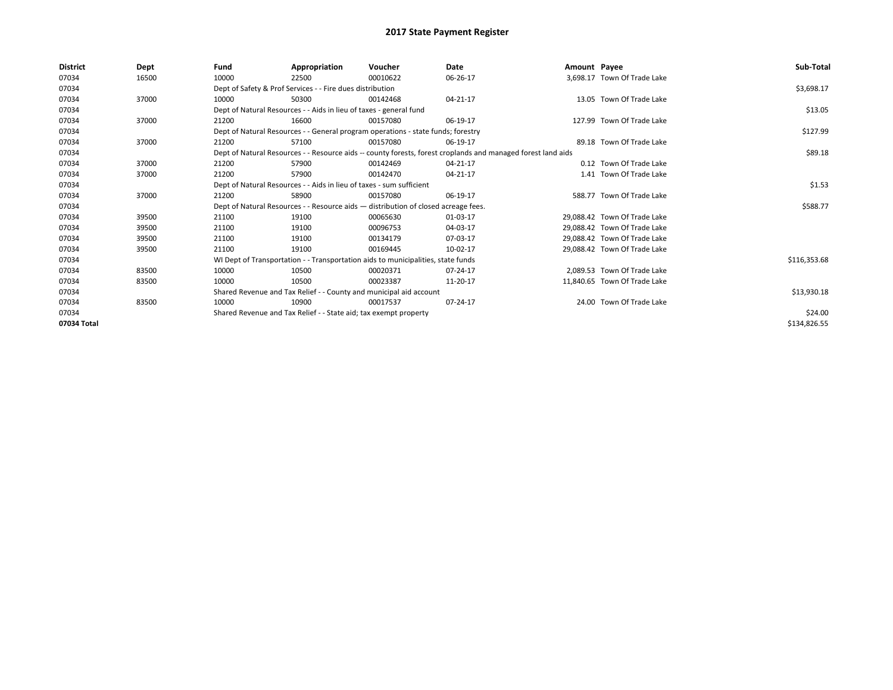# 2017 State Payment Register

| District | Dept | Fund | Appropriation | Voucher | Date | Amount | Payee | Sub-Total |
|---|---|---|---|---|---|---|---|---|
| 07034 | 16500 | 10000 | 22500 | 00010622 | 06-26-17 | 3,698.17 | Town Of Trade Lake | |
| 07034 | | Dept of Safety & Prof Services - - Fire dues distribution | | | | | | $3,698.17 |
| 07034 | 37000 | 10000 | 50300 | 00142468 | 04-21-17 | 13.05 | Town Of Trade Lake | |
| 07034 | | Dept of Natural Resources - - Aids in lieu of taxes - general fund | | | | | | $13.05 |
| 07034 | 37000 | 21200 | 16600 | 00157080 | 06-19-17 | 127.99 | Town Of Trade Lake | |
| 07034 | | Dept of Natural Resources - - General program operations - state funds; forestry | | | | | | $127.99 |
| 07034 | 37000 | 21200 | 57100 | 00157080 | 06-19-17 | 89.18 | Town Of Trade Lake | |
| 07034 | | Dept of Natural Resources - - Resource aids -- county forests, forest croplands and managed forest land aids | | | | | | $89.18 |
| 07034 | 37000 | 21200 | 57900 | 00142469 | 04-21-17 | 0.12 | Town Of Trade Lake | |
| 07034 | 37000 | 21200 | 57900 | 00142470 | 04-21-17 | 1.41 | Town Of Trade Lake | |
| 07034 | | Dept of Natural Resources - - Aids in lieu of taxes - sum sufficient | | | | | | $1.53 |
| 07034 | 37000 | 21200 | 58900 | 00157080 | 06-19-17 | 588.77 | Town Of Trade Lake | |
| 07034 | | Dept of Natural Resources - - Resource aids — distribution of closed acreage fees. | | | | | | $588.77 |
| 07034 | 39500 | 21100 | 19100 | 00065630 | 01-03-17 | 29,088.42 | Town Of Trade Lake | |
| 07034 | 39500 | 21100 | 19100 | 00096753 | 04-03-17 | 29,088.42 | Town Of Trade Lake | |
| 07034 | 39500 | 21100 | 19100 | 00134179 | 07-03-17 | 29,088.42 | Town Of Trade Lake | |
| 07034 | 39500 | 21100 | 19100 | 00169445 | 10-02-17 | 29,088.42 | Town Of Trade Lake | |
| 07034 | | WI Dept of Transportation - - Transportation aids to municipalities, state funds | | | | | | $116,353.68 |
| 07034 | 83500 | 10000 | 10500 | 00020371 | 07-24-17 | 2,089.53 | Town Of Trade Lake | |
| 07034 | 83500 | 10000 | 10500 | 00023387 | 11-20-17 | 11,840.65 | Town Of Trade Lake | |
| 07034 | | Shared Revenue and Tax Relief - - County and municipal aid account | | | | | | $13,930.18 |
| 07034 | 83500 | 10000 | 10900 | 00017537 | 07-24-17 | 24.00 | Town Of Trade Lake | |
| 07034 | | Shared Revenue and Tax Relief - - State aid; tax exempt property | | | | | | $24.00 |
| 07034 Total | | | | | | | | $134,826.55 |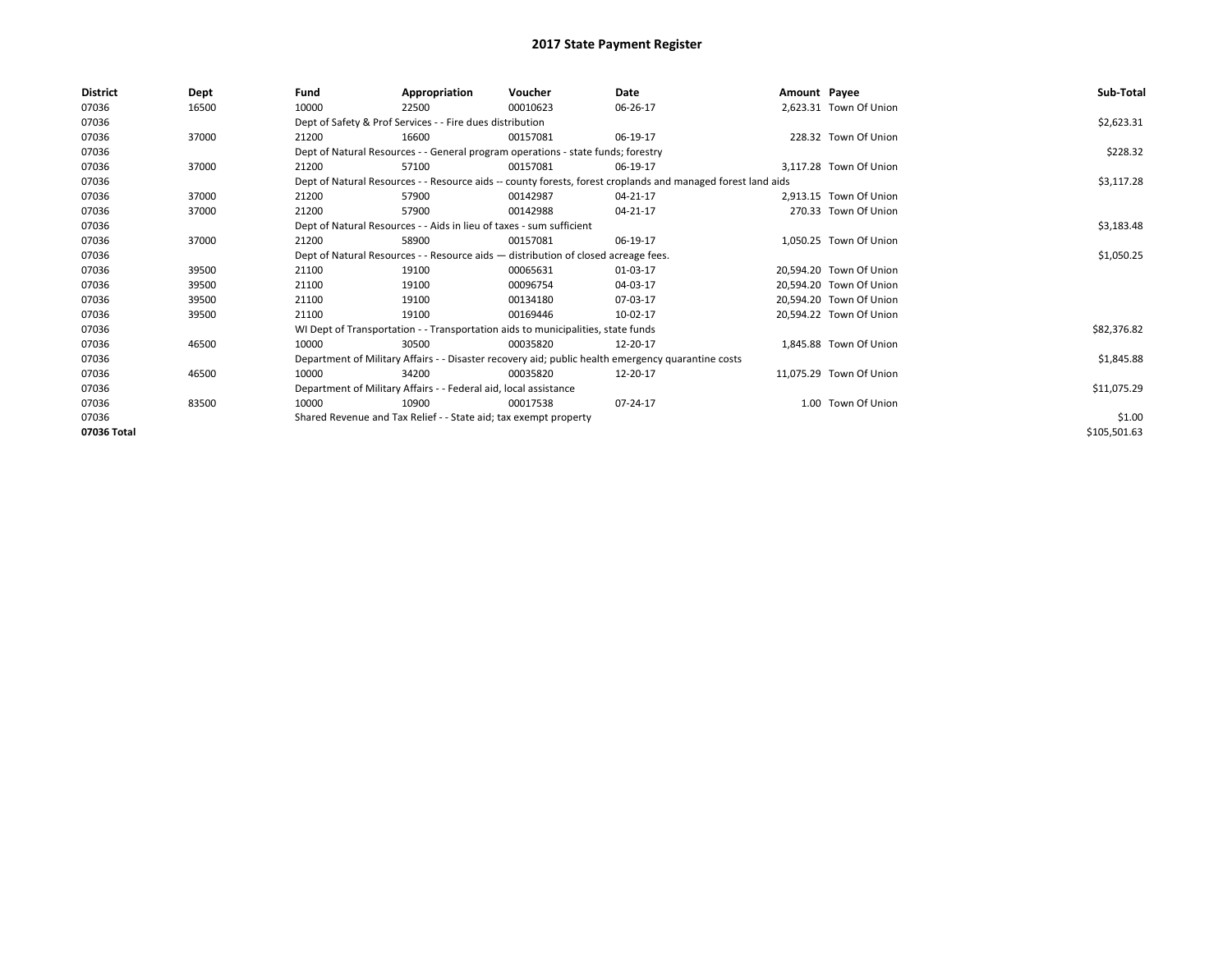# 2017 State Payment Register

| District | Dept | Fund | Appropriation | Voucher | Date | Amount | Payee | Sub-Total |
|---|---|---|---|---|---|---|---|---|
| 07036 | 16500 | 10000 | 22500 | 00010623 | 06-26-17 | 2,623.31 | Town Of Union | |
| 07036 | | Dept of Safety & Prof Services - - Fire dues distribution | | | | | | $2,623.31 |
| 07036 | 37000 | 21200 | 16600 | 00157081 | 06-19-17 | 228.32 | Town Of Union | |
| 07036 | | Dept of Natural Resources - - General program operations - state funds; forestry | | | | | | $228.32 |
| 07036 | 37000 | 21200 | 57100 | 00157081 | 06-19-17 | 3,117.28 | Town Of Union | |
| 07036 | | Dept of Natural Resources - - Resource aids -- county forests, forest croplands and managed forest land aids | | | | | | $3,117.28 |
| 07036 | 37000 | 21200 | 57900 | 00142987 | 04-21-17 | 2,913.15 | Town Of Union | |
| 07036 | 37000 | 21200 | 57900 | 00142988 | 04-21-17 | 270.33 | Town Of Union | |
| 07036 | | Dept of Natural Resources - - Aids in lieu of taxes - sum sufficient | | | | | | $3,183.48 |
| 07036 | 37000 | 21200 | 58900 | 00157081 | 06-19-17 | 1,050.25 | Town Of Union | |
| 07036 | | Dept of Natural Resources - - Resource aids — distribution of closed acreage fees. | | | | | | $1,050.25 |
| 07036 | 39500 | 21100 | 19100 | 00065631 | 01-03-17 | 20,594.20 | Town Of Union | |
| 07036 | 39500 | 21100 | 19100 | 00096754 | 04-03-17 | 20,594.20 | Town Of Union | |
| 07036 | 39500 | 21100 | 19100 | 00134180 | 07-03-17 | 20,594.20 | Town Of Union | |
| 07036 | 39500 | 21100 | 19100 | 00169446 | 10-02-17 | 20,594.22 | Town Of Union | |
| 07036 | | WI Dept of Transportation - - Transportation aids to municipalities, state funds | | | | | | $82,376.82 |
| 07036 | 46500 | 10000 | 30500 | 00035820 | 12-20-17 | 1,845.88 | Town Of Union | |
| 07036 | | Department of Military Affairs - - Disaster recovery aid; public health emergency quarantine costs | | | | | | $1,845.88 |
| 07036 | 46500 | 10000 | 34200 | 00035820 | 12-20-17 | 11,075.29 | Town Of Union | |
| 07036 | | Department of Military Affairs - - Federal aid, local assistance | | | | | | $11,075.29 |
| 07036 | 83500 | 10000 | 10900 | 00017538 | 07-24-17 | 1.00 | Town Of Union | |
| 07036 | | Shared Revenue and Tax Relief - - State aid; tax exempt property | | | | | | $1.00 |
| 07036 Total | | | | | | | | $105,501.63 |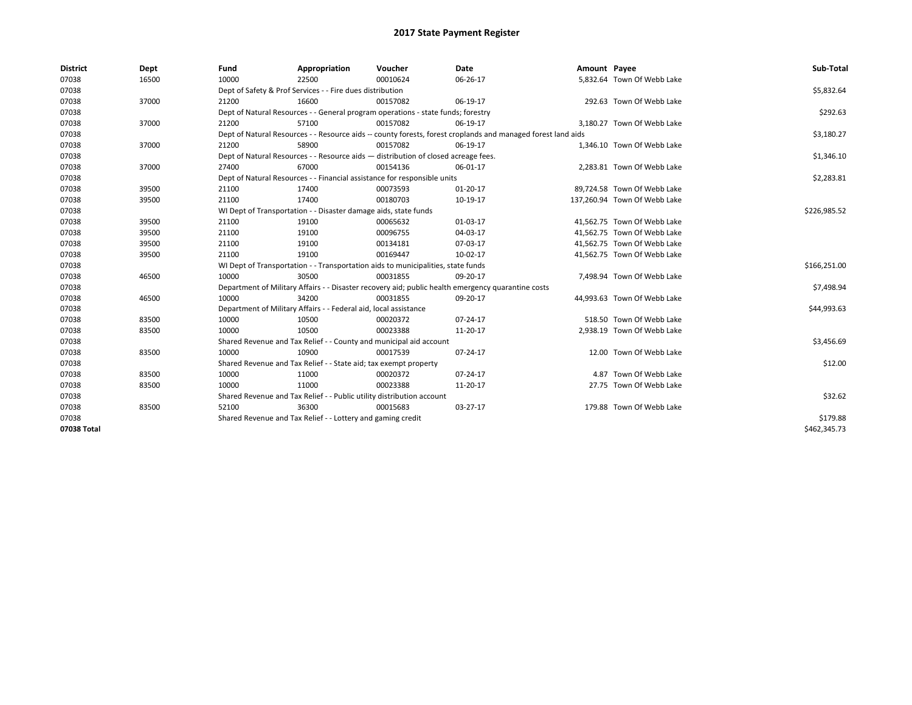# 2017 State Payment Register

| District | Dept | Fund | Appropriation | Voucher | Date | Amount | Payee | Sub-Total |
|---|---|---|---|---|---|---|---|---|
| 07038 | 16500 | 10000 | 22500 | 00010624 | 06-26-17 | 5,832.64 | Town Of Webb Lake | |
| 07038 | | Dept of Safety & Prof Services - - Fire dues distribution | | | | | | $5,832.64 |
| 07038 | 37000 | 21200 | 16600 | 00157082 | 06-19-17 | 292.63 | Town Of Webb Lake | |
| 07038 | | Dept of Natural Resources - - General program operations - state funds; forestry | | | | | | $292.63 |
| 07038 | 37000 | 21200 | 57100 | 00157082 | 06-19-17 | 3,180.27 | Town Of Webb Lake | |
| 07038 | | Dept of Natural Resources - - Resource aids -- county forests, forest croplands and managed forest land aids | | | | | | $3,180.27 |
| 07038 | 37000 | 21200 | 58900 | 00157082 | 06-19-17 | 1,346.10 | Town Of Webb Lake | |
| 07038 | | Dept of Natural Resources - - Resource aids — distribution of closed acreage fees. | | | | | | $1,346.10 |
| 07038 | 37000 | 27400 | 67000 | 00154136 | 06-01-17 | 2,283.81 | Town Of Webb Lake | |
| 07038 | | Dept of Natural Resources - - Financial assistance for responsible units | | | | | | $2,283.81 |
| 07038 | 39500 | 21100 | 17400 | 00073593 | 01-20-17 | 89,724.58 | Town Of Webb Lake | |
| 07038 | 39500 | 21100 | 17400 | 00180703 | 10-19-17 | 137,260.94 | Town Of Webb Lake | |
| 07038 | | WI Dept of Transportation - - Disaster damage aids, state funds | | | | | | $226,985.52 |
| 07038 | 39500 | 21100 | 19100 | 00065632 | 01-03-17 | 41,562.75 | Town Of Webb Lake | |
| 07038 | 39500 | 21100 | 19100 | 00096755 | 04-03-17 | 41,562.75 | Town Of Webb Lake | |
| 07038 | 39500 | 21100 | 19100 | 00134181 | 07-03-17 | 41,562.75 | Town Of Webb Lake | |
| 07038 | 39500 | 21100 | 19100 | 00169447 | 10-02-17 | 41,562.75 | Town Of Webb Lake | |
| 07038 | | WI Dept of Transportation - - Transportation aids to municipalities, state funds | | | | | | $166,251.00 |
| 07038 | 46500 | 10000 | 30500 | 00031855 | 09-20-17 | 7,498.94 | Town Of Webb Lake | |
| 07038 | | Department of Military Affairs - - Disaster recovery aid; public health emergency quarantine costs | | | | | | $7,498.94 |
| 07038 | 46500 | 10000 | 34200 | 00031855 | 09-20-17 | 44,993.63 | Town Of Webb Lake | |
| 07038 | | Department of Military Affairs - - Federal aid, local assistance | | | | | | $44,993.63 |
| 07038 | 83500 | 10000 | 10500 | 00020372 | 07-24-17 | 518.50 | Town Of Webb Lake | |
| 07038 | 83500 | 10000 | 10500 | 00023388 | 11-20-17 | 2,938.19 | Town Of Webb Lake | |
| 07038 | | Shared Revenue and Tax Relief - - County and municipal aid account | | | | | | $3,456.69 |
| 07038 | 83500 | 10000 | 10900 | 00017539 | 07-24-17 | 12.00 | Town Of Webb Lake | |
| 07038 | | Shared Revenue and Tax Relief - - State aid; tax exempt property | | | | | | $12.00 |
| 07038 | 83500 | 10000 | 11000 | 00020372 | 07-24-17 | 4.87 | Town Of Webb Lake | |
| 07038 | 83500 | 10000 | 11000 | 00023388 | 11-20-17 | 27.75 | Town Of Webb Lake | |
| 07038 | | Shared Revenue and Tax Relief - - Public utility distribution account | | | | | | $32.62 |
| 07038 | 83500 | 52100 | 36300 | 00015683 | 03-27-17 | 179.88 | Town Of Webb Lake | |
| 07038 | | Shared Revenue and Tax Relief - - Lottery and gaming credit | | | | | | $179.88 |
| 07038 Total | | | | | | | | $462,345.73 |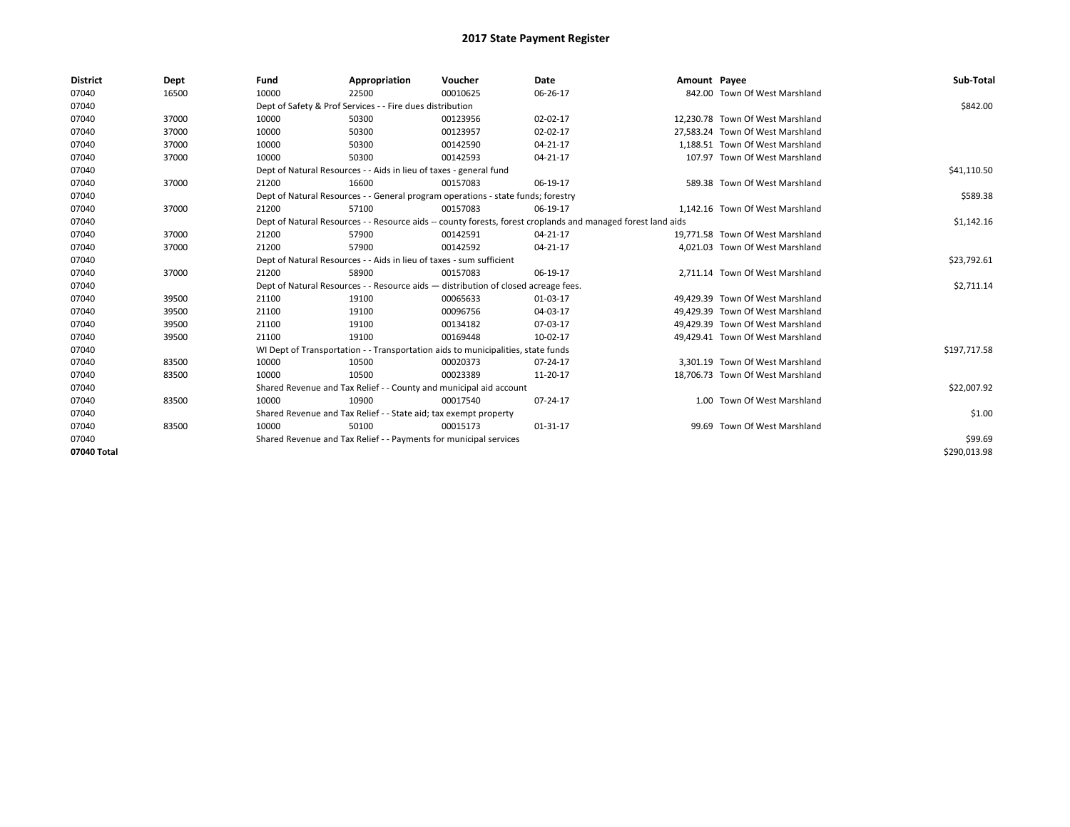# 2017 State Payment Register

| District | Dept | Fund | Appropriation | Voucher | Date | Amount | Payee | Sub-Total |
|---|---|---|---|---|---|---|---|---|
| 07040 | 16500 | 10000 | 22500 | 00010625 | 06-26-17 | 842.00 | Town Of West Marshland | |
| 07040 | | Dept of Safety & Prof Services - - Fire dues distribution | | | | | | $842.00 |
| 07040 | 37000 | 10000 | 50300 | 00123956 | 02-02-17 | 12,230.78 | Town Of West Marshland | |
| 07040 | 37000 | 10000 | 50300 | 00123957 | 02-02-17 | 27,583.24 | Town Of West Marshland | |
| 07040 | 37000 | 10000 | 50300 | 00142590 | 04-21-17 | 1,188.51 | Town Of West Marshland | |
| 07040 | 37000 | 10000 | 50300 | 00142593 | 04-21-17 | 107.97 | Town Of West Marshland | |
| 07040 | | Dept of Natural Resources - - Aids in lieu of taxes - general fund | | | | | | $41,110.50 |
| 07040 | 37000 | 21200 | 16600 | 00157083 | 06-19-17 | 589.38 | Town Of West Marshland | |
| 07040 | | Dept of Natural Resources - - General program operations - state funds; forestry | | | | | | $589.38 |
| 07040 | 37000 | 21200 | 57100 | 00157083 | 06-19-17 | 1,142.16 | Town Of West Marshland | |
| 07040 | | Dept of Natural Resources - - Resource aids -- county forests, forest croplands and managed forest land aids | | | | | | $1,142.16 |
| 07040 | 37000 | 21200 | 57900 | 00142591 | 04-21-17 | 19,771.58 | Town Of West Marshland | |
| 07040 | 37000 | 21200 | 57900 | 00142592 | 04-21-17 | 4,021.03 | Town Of West Marshland | |
| 07040 | | Dept of Natural Resources - - Aids in lieu of taxes - sum sufficient | | | | | | $23,792.61 |
| 07040 | 37000 | 21200 | 58900 | 00157083 | 06-19-17 | 2,711.14 | Town Of West Marshland | |
| 07040 | | Dept of Natural Resources - - Resource aids — distribution of closed acreage fees. | | | | | | $2,711.14 |
| 07040 | 39500 | 21100 | 19100 | 00065633 | 01-03-17 | 49,429.39 | Town Of West Marshland | |
| 07040 | 39500 | 21100 | 19100 | 00096756 | 04-03-17 | 49,429.39 | Town Of West Marshland | |
| 07040 | 39500 | 21100 | 19100 | 00134182 | 07-03-17 | 49,429.39 | Town Of West Marshland | |
| 07040 | 39500 | 21100 | 19100 | 00169448 | 10-02-17 | 49,429.41 | Town Of West Marshland | |
| 07040 | | WI Dept of Transportation - - Transportation aids to municipalities, state funds | | | | | | $197,717.58 |
| 07040 | 83500 | 10000 | 10500 | 00020373 | 07-24-17 | 3,301.19 | Town Of West Marshland | |
| 07040 | 83500 | 10000 | 10500 | 00023389 | 11-20-17 | 18,706.73 | Town Of West Marshland | |
| 07040 | | Shared Revenue and Tax Relief - - County and municipal aid account | | | | | | $22,007.92 |
| 07040 | 83500 | 10000 | 10900 | 00017540 | 07-24-17 | 1.00 | Town Of West Marshland | |
| 07040 | | Shared Revenue and Tax Relief - - State aid; tax exempt property | | | | | | $1.00 |
| 07040 | 83500 | 10000 | 50100 | 00015173 | 01-31-17 | 99.69 | Town Of West Marshland | |
| 07040 | | Shared Revenue and Tax Relief - - Payments for municipal services | | | | | | $99.69 |
| **07040 Total** | | | | | | | | $290,013.98 |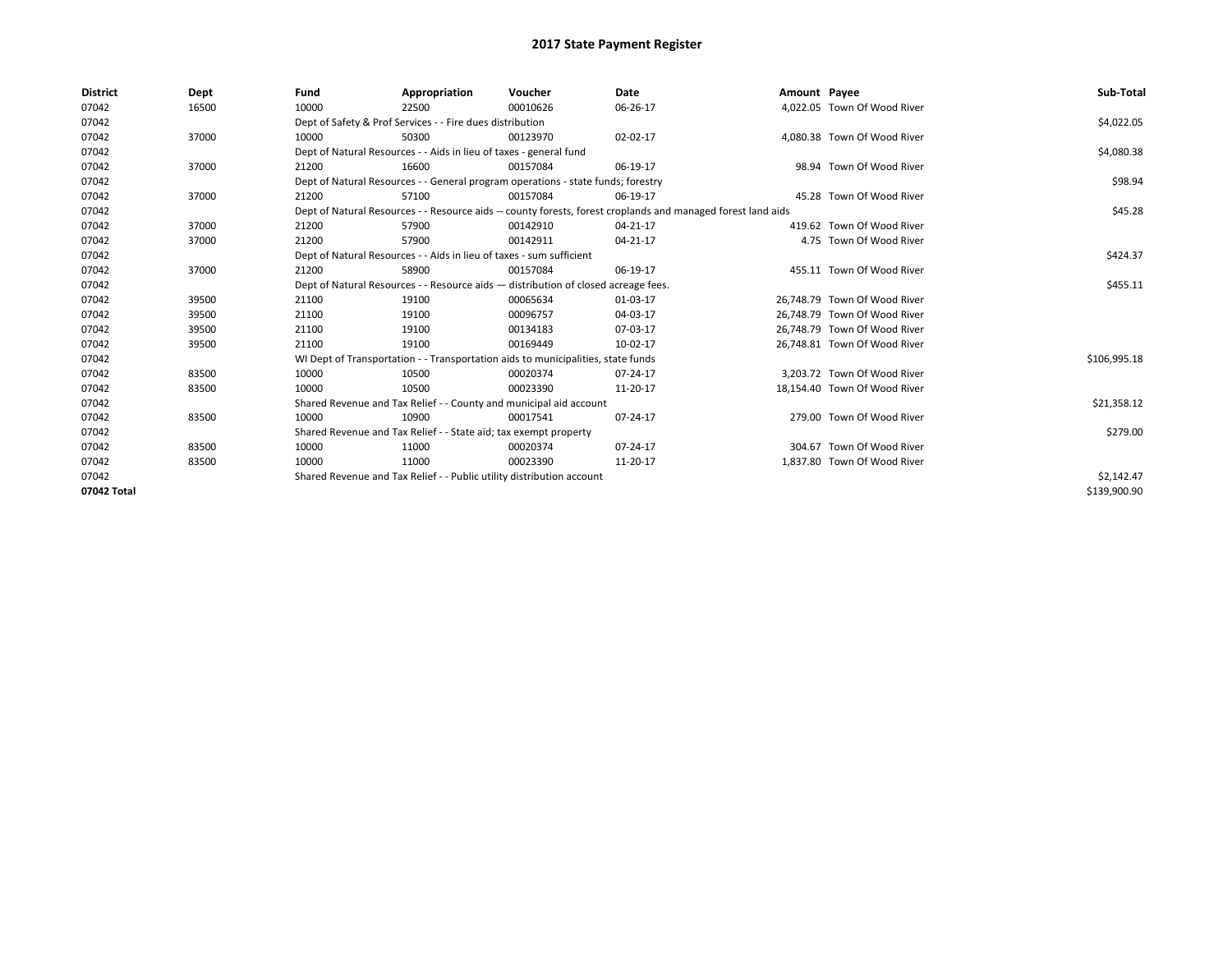# 2017 State Payment Register

| District | Dept | Fund | Appropriation | Voucher | Date | Amount | Payee | Sub-Total |
|---|---|---|---|---|---|---|---|---|
| 07042 | 16500 | 10000 | 22500 | 00010626 | 06-26-17 | 4,022.05 | Town Of Wood River | |
| 07042 | | Dept of Safety & Prof Services - - Fire dues distribution | | | | | | $4,022.05 |
| 07042 | 37000 | 10000 | 50300 | 00123970 | 02-02-17 | 4,080.38 | Town Of Wood River | |
| 07042 | | Dept of Natural Resources - - Aids in lieu of taxes - general fund | | | | | | $4,080.38 |
| 07042 | 37000 | 21200 | 16600 | 00157084 | 06-19-17 | 98.94 | Town Of Wood River | |
| 07042 | | Dept of Natural Resources - - General program operations - state funds; forestry | | | | | | $98.94 |
| 07042 | 37000 | 21200 | 57100 | 00157084 | 06-19-17 | 45.28 | Town Of Wood River | |
| 07042 | | Dept of Natural Resources - - Resource aids -- county forests, forest croplands and managed forest land aids | | | | | | $45.28 |
| 07042 | 37000 | 21200 | 57900 | 00142910 | 04-21-17 | 419.62 | Town Of Wood River | |
| 07042 | 37000 | 21200 | 57900 | 00142911 | 04-21-17 | 4.75 | Town Of Wood River | |
| 07042 | | Dept of Natural Resources - - Aids in lieu of taxes - sum sufficient | | | | | | $424.37 |
| 07042 | 37000 | 21200 | 58900 | 00157084 | 06-19-17 | 455.11 | Town Of Wood River | |
| 07042 | | Dept of Natural Resources - - Resource aids — distribution of closed acreage fees. | | | | | | $455.11 |
| 07042 | 39500 | 21100 | 19100 | 00065634 | 01-03-17 | 26,748.79 | Town Of Wood River | |
| 07042 | 39500 | 21100 | 19100 | 00096757 | 04-03-17 | 26,748.79 | Town Of Wood River | |
| 07042 | 39500 | 21100 | 19100 | 00134183 | 07-03-17 | 26,748.79 | Town Of Wood River | |
| 07042 | 39500 | 21100 | 19100 | 00169449 | 10-02-17 | 26,748.81 | Town Of Wood River | |
| 07042 | | WI Dept of Transportation - - Transportation aids to municipalities, state funds | | | | | | $106,995.18 |
| 07042 | 83500 | 10000 | 10500 | 00020374 | 07-24-17 | 3,203.72 | Town Of Wood River | |
| 07042 | 83500 | 10000 | 10500 | 00023390 | 11-20-17 | 18,154.40 | Town Of Wood River | |
| 07042 | | Shared Revenue and Tax Relief - - County and municipal aid account | | | | | | $21,358.12 |
| 07042 | 83500 | 10000 | 10900 | 00017541 | 07-24-17 | 279.00 | Town Of Wood River | |
| 07042 | | Shared Revenue and Tax Relief - - State aid; tax exempt property | | | | | | $279.00 |
| 07042 | 83500 | 10000 | 11000 | 00020374 | 07-24-17 | 304.67 | Town Of Wood River | |
| 07042 | 83500 | 10000 | 11000 | 00023390 | 11-20-17 | 1,837.80 | Town Of Wood River | |
| 07042 | | Shared Revenue and Tax Relief - - Public utility distribution account | | | | | | $2,142.47 |
| 07042 Total | | | | | | | | $139,900.90 |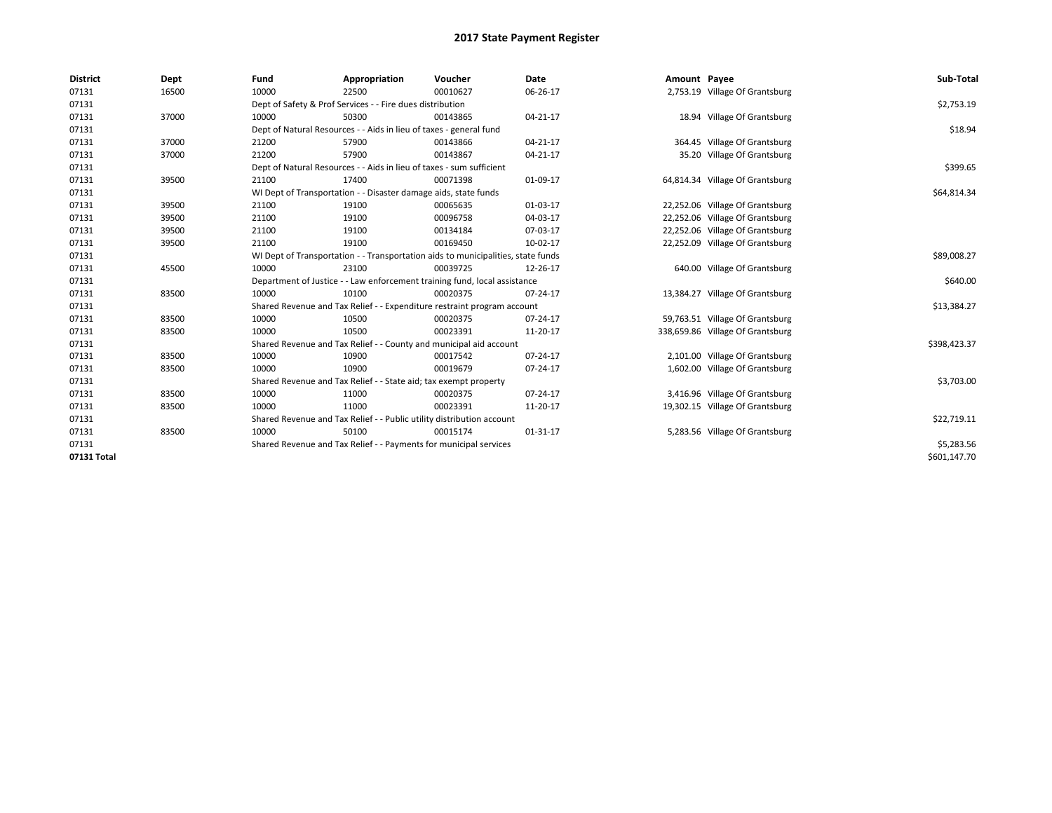# 2017 State Payment Register

| District | Dept | Fund | Appropriation | Voucher | Date | Amount | Payee | Sub-Total |
|---|---|---|---|---|---|---|---|---|
| 07131 | 16500 | 10000 | 22500 | 00010627 | 06-26-17 | 2,753.19 | Village Of Grantsburg | |
| 07131 | | Dept of Safety & Prof Services - - Fire dues distribution | | | | | | $2,753.19 |
| 07131 | 37000 | 10000 | 50300 | 00143865 | 04-21-17 | 18.94 | Village Of Grantsburg | |
| 07131 | | Dept of Natural Resources - - Aids in lieu of taxes - general fund | | | | | | $18.94 |
| 07131 | 37000 | 21200 | 57900 | 00143866 | 04-21-17 | 364.45 | Village Of Grantsburg | |
| 07131 | 37000 | 21200 | 57900 | 00143867 | 04-21-17 | 35.20 | Village Of Grantsburg | |
| 07131 | | Dept of Natural Resources - - Aids in lieu of taxes - sum sufficient | | | | | | $399.65 |
| 07131 | 39500 | 21100 | 17400 | 00071398 | 01-09-17 | 64,814.34 | Village Of Grantsburg | |
| 07131 | | WI Dept of Transportation - - Disaster damage aids, state funds | | | | | | $64,814.34 |
| 07131 | 39500 | 21100 | 19100 | 00065635 | 01-03-17 | 22,252.06 | Village Of Grantsburg | |
| 07131 | 39500 | 21100 | 19100 | 00096758 | 04-03-17 | 22,252.06 | Village Of Grantsburg | |
| 07131 | 39500 | 21100 | 19100 | 00134184 | 07-03-17 | 22,252.06 | Village Of Grantsburg | |
| 07131 | 39500 | 21100 | 19100 | 00169450 | 10-02-17 | 22,252.09 | Village Of Grantsburg | |
| 07131 | | WI Dept of Transportation - - Transportation aids to municipalities, state funds | | | | | | $89,008.27 |
| 07131 | 45500 | 10000 | 23100 | 00039725 | 12-26-17 | 640.00 | Village Of Grantsburg | |
| 07131 | | Department of Justice - - Law enforcement training fund, local assistance | | | | | | $640.00 |
| 07131 | 83500 | 10000 | 10100 | 00020375 | 07-24-17 | 13,384.27 | Village Of Grantsburg | |
| 07131 | | Shared Revenue and Tax Relief - - Expenditure restraint program account | | | | | | $13,384.27 |
| 07131 | 83500 | 10000 | 10500 | 00020375 | 07-24-17 | 59,763.51 | Village Of Grantsburg | |
| 07131 | 83500 | 10000 | 10500 | 00023391 | 11-20-17 | 338,659.86 | Village Of Grantsburg | |
| 07131 | | Shared Revenue and Tax Relief - - County and municipal aid account | | | | | | $398,423.37 |
| 07131 | 83500 | 10000 | 10900 | 00017542 | 07-24-17 | 2,101.00 | Village Of Grantsburg | |
| 07131 | 83500 | 10000 | 10900 | 00019679 | 07-24-17 | 1,602.00 | Village Of Grantsburg | |
| 07131 | | Shared Revenue and Tax Relief - - State aid; tax exempt property | | | | | | $3,703.00 |
| 07131 | 83500 | 10000 | 11000 | 00020375 | 07-24-17 | 3,416.96 | Village Of Grantsburg | |
| 07131 | 83500 | 10000 | 11000 | 00023391 | 11-20-17 | 19,302.15 | Village Of Grantsburg | |
| 07131 | | Shared Revenue and Tax Relief - - Public utility distribution account | | | | | | $22,719.11 |
| 07131 | 83500 | 10000 | 50100 | 00015174 | 01-31-17 | 5,283.56 | Village Of Grantsburg | |
| 07131 | | Shared Revenue and Tax Relief - - Payments for municipal services | | | | | | $5,283.56 |
| 07131 Total | | | | | | | | $601,147.70 |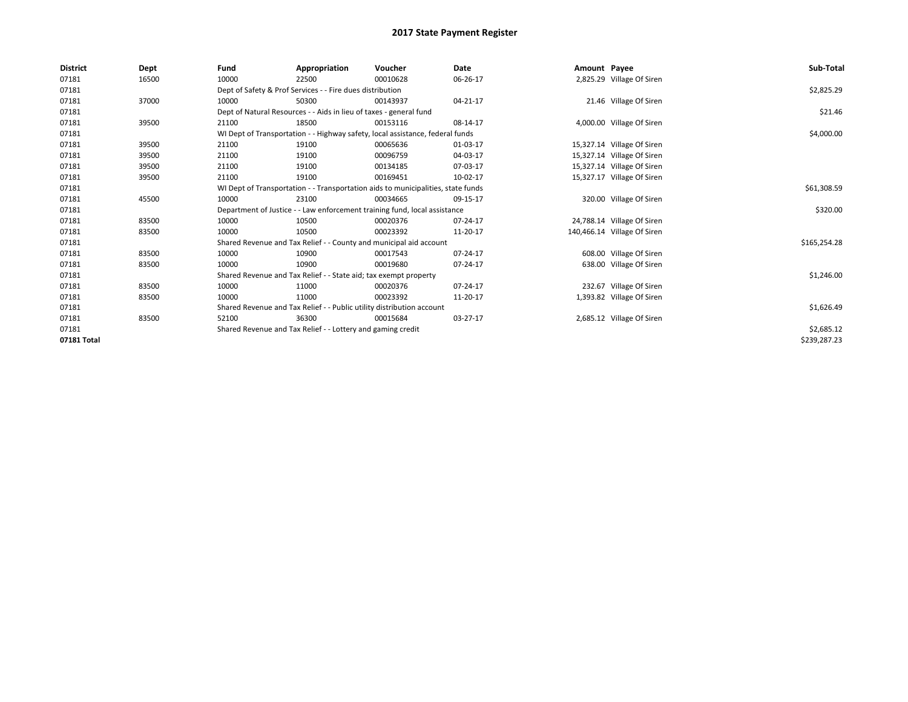# 2017 State Payment Register

| District | Dept | Fund | Appropriation | Voucher | Date | Amount | Payee | Sub-Total |
|---|---|---|---|---|---|---|---|---|
| 07181 | 16500 | 10000 | 22500 | 00010628 | 06-26-17 | 2,825.29 | Village Of Siren | |
| 07181 | | Dept of Safety & Prof Services - - Fire dues distribution | | | | | | $2,825.29 |
| 07181 | 37000 | 10000 | 50300 | 00143937 | 04-21-17 | 21.46 | Village Of Siren | |
| 07181 | | Dept of Natural Resources - - Aids in lieu of taxes - general fund | | | | | | $21.46 |
| 07181 | 39500 | 21100 | 18500 | 00153116 | 08-14-17 | 4,000.00 | Village Of Siren | |
| 07181 | | WI Dept of Transportation - - Highway safety, local assistance, federal funds | | | | | | $4,000.00 |
| 07181 | 39500 | 21100 | 19100 | 00065636 | 01-03-17 | 15,327.14 | Village Of Siren | |
| 07181 | 39500 | 21100 | 19100 | 00096759 | 04-03-17 | 15,327.14 | Village Of Siren | |
| 07181 | 39500 | 21100 | 19100 | 00134185 | 07-03-17 | 15,327.14 | Village Of Siren | |
| 07181 | 39500 | 21100 | 19100 | 00169451 | 10-02-17 | 15,327.17 | Village Of Siren | |
| 07181 | | WI Dept of Transportation - - Transportation aids to municipalities, state funds | | | | | | $61,308.59 |
| 07181 | 45500 | 10000 | 23100 | 00034665 | 09-15-17 | 320.00 | Village Of Siren | |
| 07181 | | Department of Justice - - Law enforcement training fund, local assistance | | | | | | $320.00 |
| 07181 | 83500 | 10000 | 10500 | 00020376 | 07-24-17 | 24,788.14 | Village Of Siren | |
| 07181 | 83500 | 10000 | 10500 | 00023392 | 11-20-17 | 140,466.14 | Village Of Siren | |
| 07181 | | Shared Revenue and Tax Relief - - County and municipal aid account | | | | | | $165,254.28 |
| 07181 | 83500 | 10000 | 10900 | 00017543 | 07-24-17 | 608.00 | Village Of Siren | |
| 07181 | 83500 | 10000 | 10900 | 00019680 | 07-24-17 | 638.00 | Village Of Siren | |
| 07181 | | Shared Revenue and Tax Relief - - State aid; tax exempt property | | | | | | $1,246.00 |
| 07181 | 83500 | 10000 | 11000 | 00020376 | 07-24-17 | 232.67 | Village Of Siren | |
| 07181 | 83500 | 10000 | 11000 | 00023392 | 11-20-17 | 1,393.82 | Village Of Siren | |
| 07181 | | Shared Revenue and Tax Relief - - Public utility distribution account | | | | | | $1,626.49 |
| 07181 | 83500 | 52100 | 36300 | 00015684 | 03-27-17 | 2,685.12 | Village Of Siren | |
| 07181 | | Shared Revenue and Tax Relief - - Lottery and gaming credit | | | | | | $2,685.12 |
| 07181 Total | | | | | | | | $239,287.23 |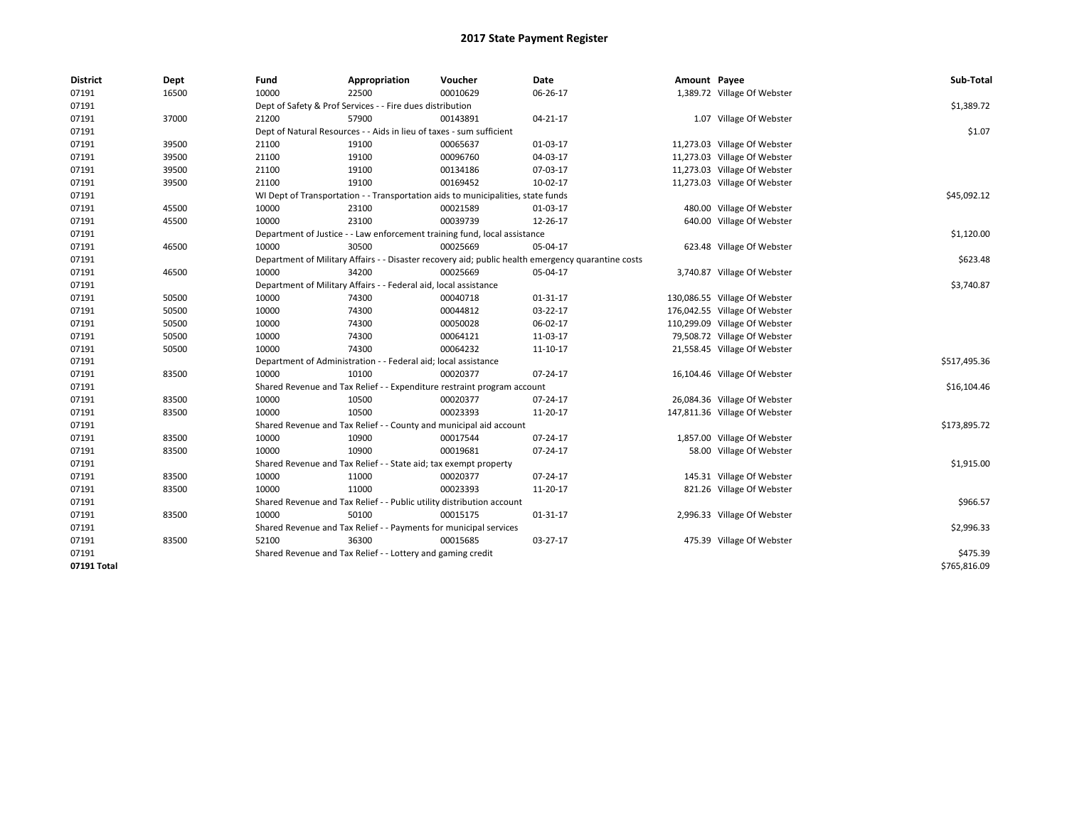# 2017 State Payment Register

| District | Dept | Fund | Appropriation | Voucher | Date | Amount | Payee | Sub-Total |
|---|---|---|---|---|---|---|---|---|
| 07191 | 16500 | 10000 | 22500 | 00010629 | 06-26-17 | 1,389.72 | Village Of Webster | |
| 07191 | | Dept of Safety & Prof Services - - Fire dues distribution | | | | | | $1,389.72 |
| 07191 | 37000 | 21200 | 57900 | 00143891 | 04-21-17 | 1.07 | Village Of Webster | |
| 07191 | | Dept of Natural Resources - - Aids in lieu of taxes - sum sufficient | | | | | | $1.07 |
| 07191 | 39500 | 21100 | 19100 | 00065637 | 01-03-17 | 11,273.03 | Village Of Webster | |
| 07191 | 39500 | 21100 | 19100 | 00096760 | 04-03-17 | 11,273.03 | Village Of Webster | |
| 07191 | 39500 | 21100 | 19100 | 00134186 | 07-03-17 | 11,273.03 | Village Of Webster | |
| 07191 | 39500 | 21100 | 19100 | 00169452 | 10-02-17 | 11,273.03 | Village Of Webster | |
| 07191 | | WI Dept of Transportation - - Transportation aids to municipalities, state funds | | | | | | $45,092.12 |
| 07191 | 45500 | 10000 | 23100 | 00021589 | 01-03-17 | 480.00 | Village Of Webster | |
| 07191 | 45500 | 10000 | 23100 | 00039739 | 12-26-17 | 640.00 | Village Of Webster | |
| 07191 | | Department of Justice - - Law enforcement training fund, local assistance | | | | | | $1,120.00 |
| 07191 | 46500 | 10000 | 30500 | 00025669 | 05-04-17 | 623.48 | Village Of Webster | |
| 07191 | | Department of Military Affairs - - Disaster recovery aid; public health emergency quarantine costs | | | | | | $623.48 |
| 07191 | 46500 | 10000 | 34200 | 00025669 | 05-04-17 | 3,740.87 | Village Of Webster | |
| 07191 | | Department of Military Affairs - - Federal aid, local assistance | | | | | | $3,740.87 |
| 07191 | 50500 | 10000 | 74300 | 00040718 | 01-31-17 | 130,086.55 | Village Of Webster | |
| 07191 | 50500 | 10000 | 74300 | 00044812 | 03-22-17 | 176,042.55 | Village Of Webster | |
| 07191 | 50500 | 10000 | 74300 | 00050028 | 06-02-17 | 110,299.09 | Village Of Webster | |
| 07191 | 50500 | 10000 | 74300 | 00064121 | 11-03-17 | 79,508.72 | Village Of Webster | |
| 07191 | 50500 | 10000 | 74300 | 00064232 | 11-10-17 | 21,558.45 | Village Of Webster | |
| 07191 | | Department of Administration - - Federal aid; local assistance | | | | | | $517,495.36 |
| 07191 | 83500 | 10000 | 10100 | 00020377 | 07-24-17 | 16,104.46 | Village Of Webster | |
| 07191 | | Shared Revenue and Tax Relief - - Expenditure restraint program account | | | | | | $16,104.46 |
| 07191 | 83500 | 10000 | 10500 | 00020377 | 07-24-17 | 26,084.36 | Village Of Webster | |
| 07191 | 83500 | 10000 | 10500 | 00023393 | 11-20-17 | 147,811.36 | Village Of Webster | |
| 07191 | | Shared Revenue and Tax Relief - - County and municipal aid account | | | | | | $173,895.72 |
| 07191 | 83500 | 10000 | 10900 | 00017544 | 07-24-17 | 1,857.00 | Village Of Webster | |
| 07191 | 83500 | 10000 | 10900 | 00019681 | 07-24-17 | 58.00 | Village Of Webster | |
| 07191 | | Shared Revenue and Tax Relief - - State aid; tax exempt property | | | | | | $1,915.00 |
| 07191 | 83500 | 10000 | 11000 | 00020377 | 07-24-17 | 145.31 | Village Of Webster | |
| 07191 | 83500 | 10000 | 11000 | 00023393 | 11-20-17 | 821.26 | Village Of Webster | |
| 07191 | | Shared Revenue and Tax Relief - - Public utility distribution account | | | | | | $966.57 |
| 07191 | 83500 | 10000 | 50100 | 00015175 | 01-31-17 | 2,996.33 | Village Of Webster | |
| 07191 | | Shared Revenue and Tax Relief - - Payments for municipal services | | | | | | $2,996.33 |
| 07191 | 83500 | 52100 | 36300 | 00015685 | 03-27-17 | 475.39 | Village Of Webster | |
| 07191 | | Shared Revenue and Tax Relief - - Lottery and gaming credit | | | | | | $475.39 |
| **07191 Total** | | | | | | | | $765,816.09 |